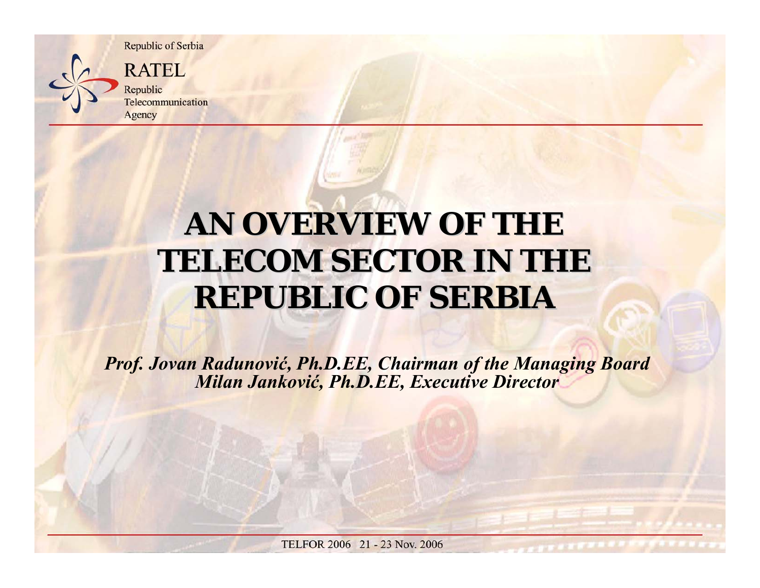Republic of Serbia

RATEL

Republic Telecommunication Agency

# AN OVERVIEW OF THE TELECOM SECTOR IN THE REPUBLIC OF SERBIA

*Prof. Jovan Radunović, Ph.D.EE, Chairman of the Managing Board*
*Milan Janković, Ph.D.EE, Executive Director*

TELFOR 2006 21 - 23 Nov. 2006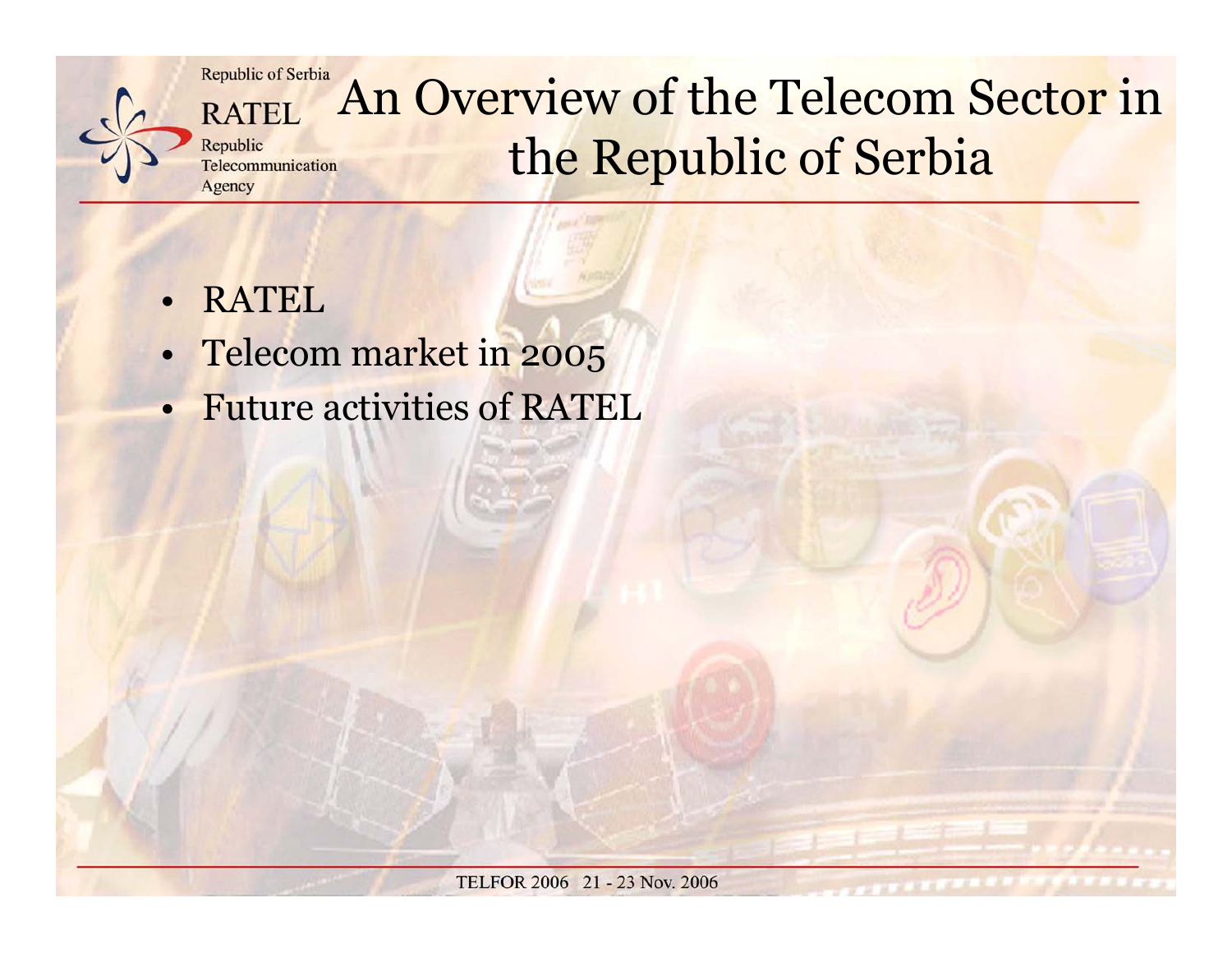# An Overview of the Telecom Sector in the Republic of Serbia

- RATEL
- Telecom market in 2005
- Future activities of RATEL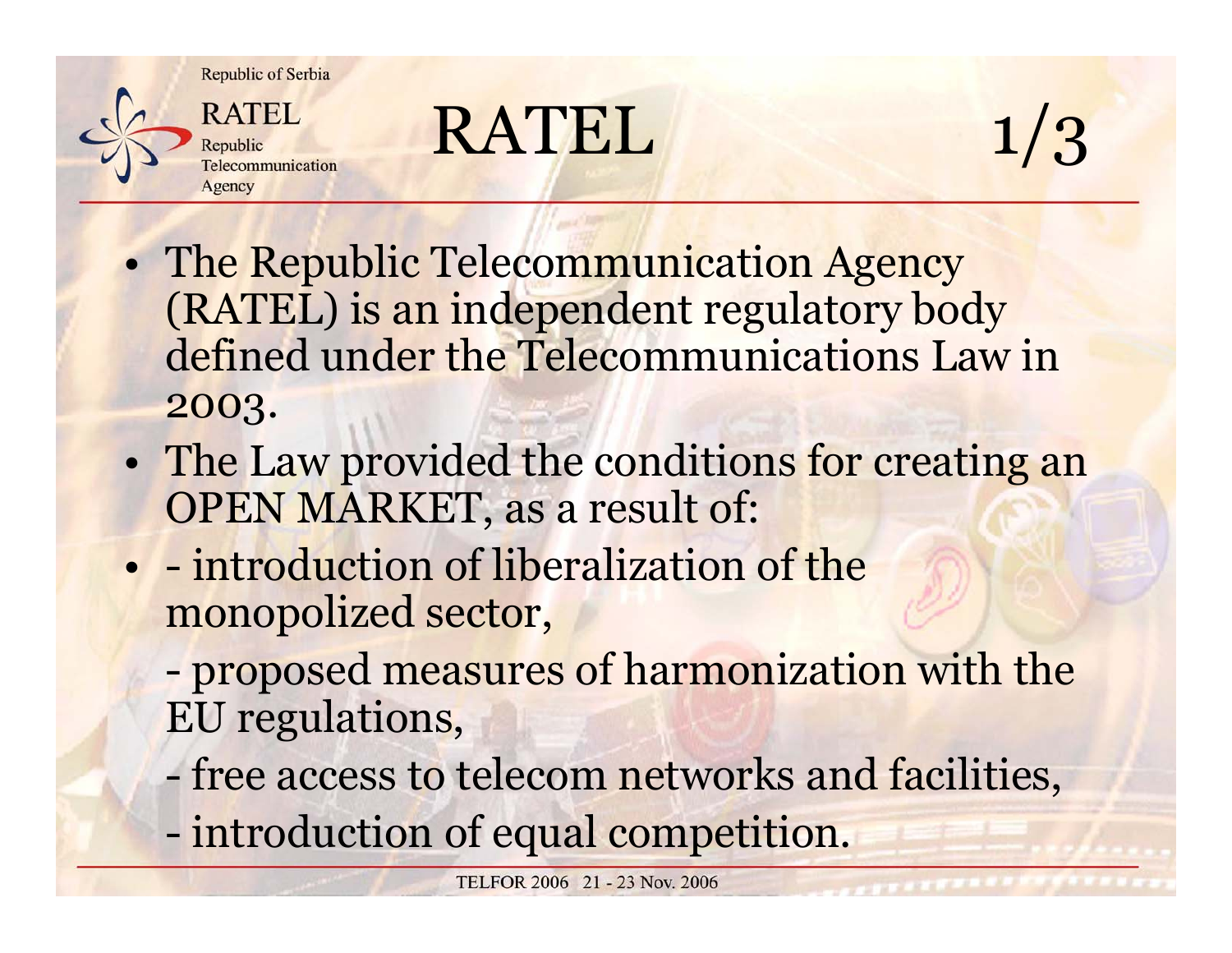# RATEL 1/3

- The Republic Telecommunication Agency (RATEL) is an independent regulatory body defined under the Telecommunications Law in 2003.
- The Law provided the conditions for creating an OPEN MARKET, as a result of:
- - introduction of liberalization of the monopolized sector,

  - proposed measures of harmonization with the EU regulations,

  - free access to telecom networks and facilities,

  - introduction of equal competition.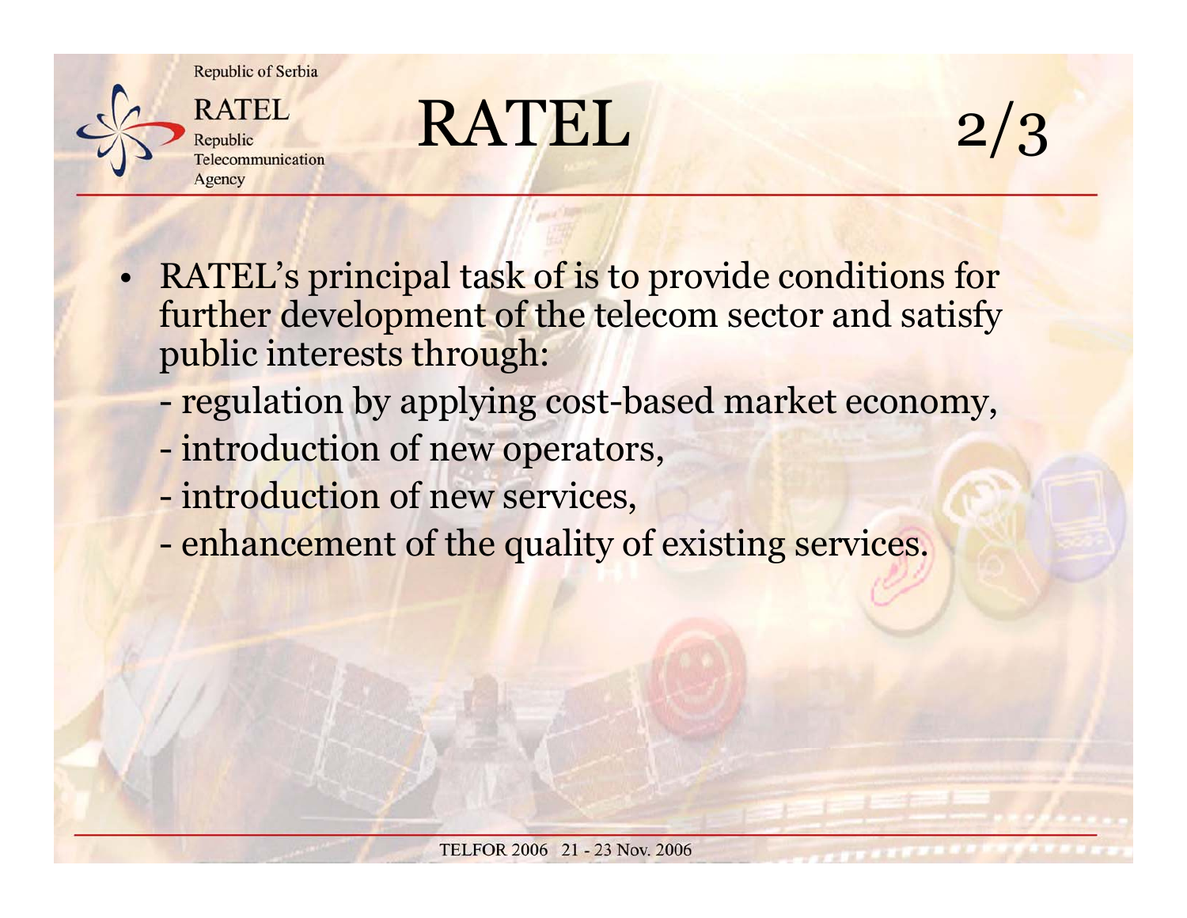# RATEL 2/3

- RATEL's principal task of is to provide conditions for further development of the telecom sector and satisfy public interests through:
  - regulation by applying cost-based market economy,
  - introduction of new operators,
  - introduction of new services,
  - enhancement of the quality of existing services.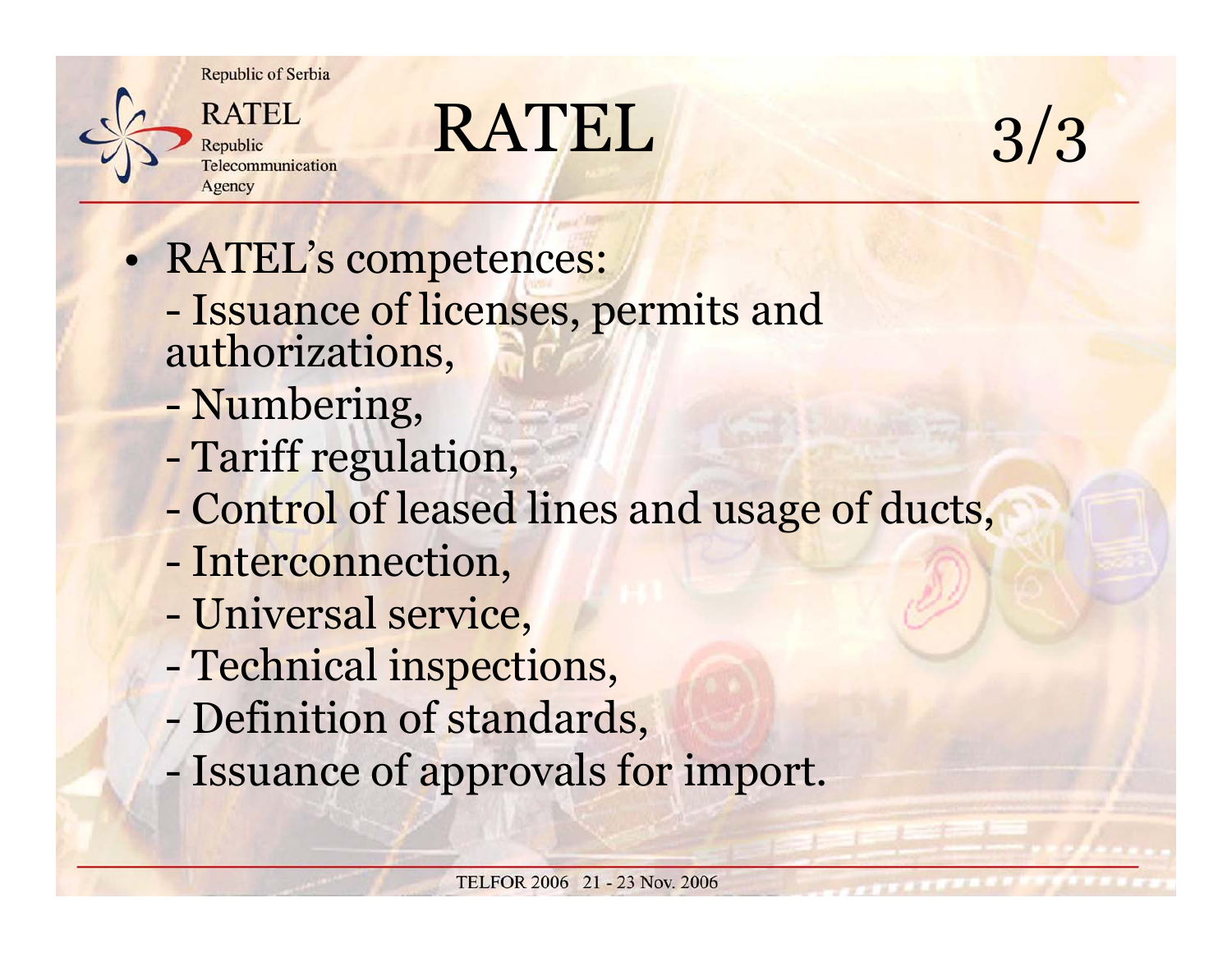# RATEL 3/3

- RATEL's competences:
  - Issuance of licenses, permits and authorizations,
  - Numbering,
  - Tariff regulation,
  - Control of leased lines and usage of ducts,
  - Interconnection,
  - Universal service,
  - Technical inspections,
  - Definition of standards,
  - Issuance of approvals for import.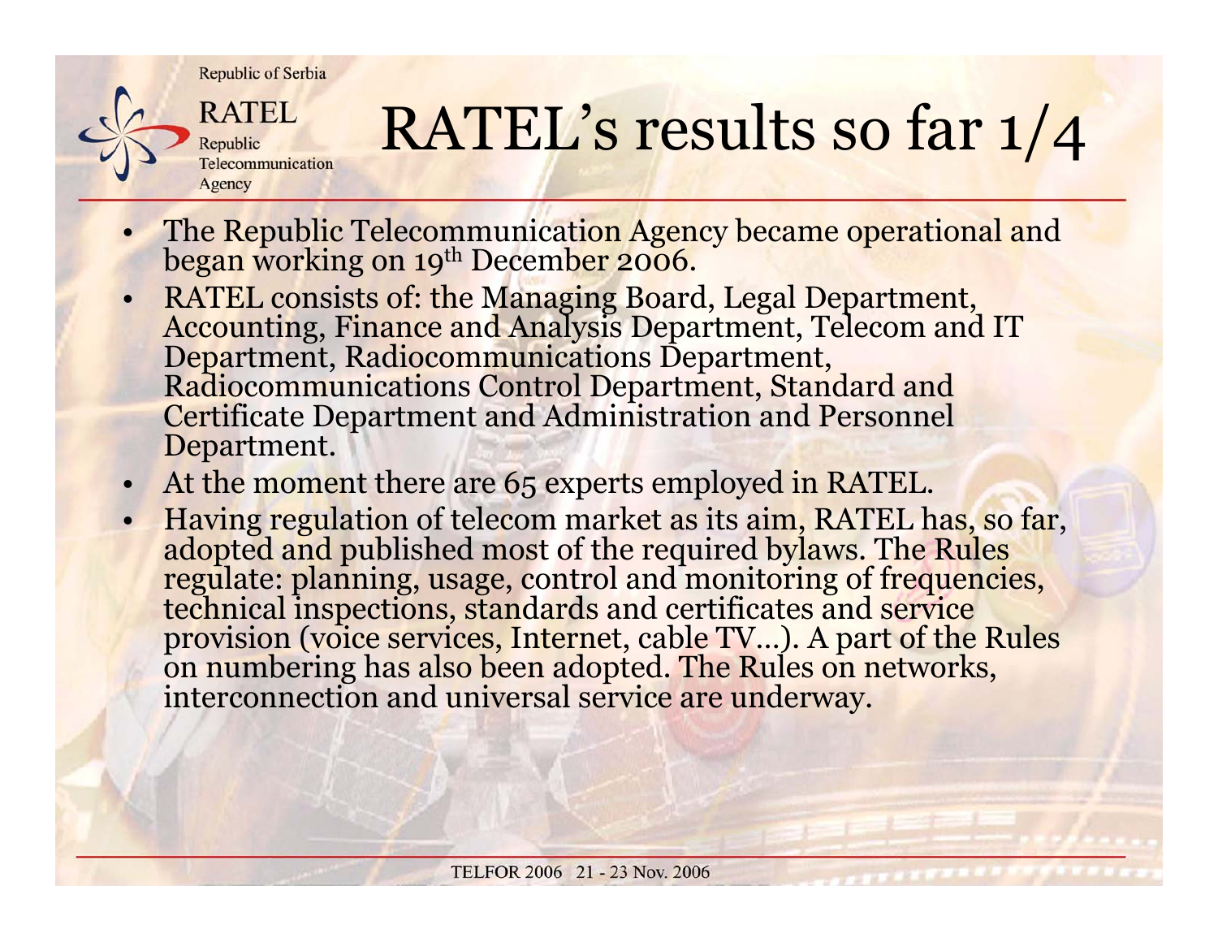# RATEL's results so far 1/4

- The Republic Telecommunication Agency became operational and began working on 19th December 2006.
- RATEL consists of: the Managing Board, Legal Department, Accounting, Finance and Analysis Department, Telecom and IT Department, Radiocommunications Department, Radiocommunications Control Department, Standard and Certificate Department and Administration and Personnel Department.
- At the moment there are 65 experts employed in RATEL.
- Having regulation of telecom market as its aim, RATEL has, so far, adopted and published most of the required bylaws. The Rules regulate: planning, usage, control and monitoring of frequencies, technical inspections, standards and certificates and service provision (voice services, Internet, cable TV…). A part of the Rules on numbering has also been adopted. The Rules on networks, interconnection and universal service are underway.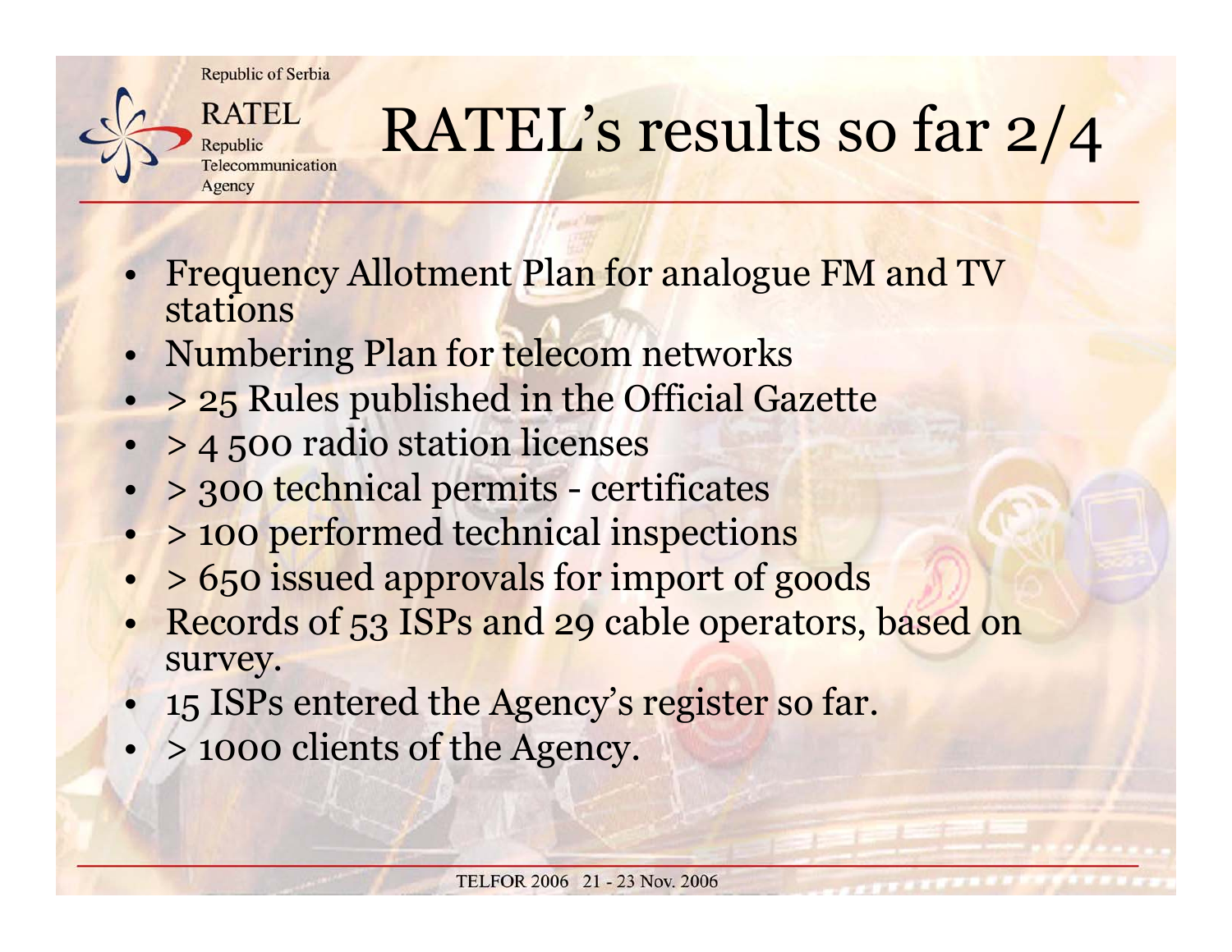# RATEL's results so far 2/4

- Frequency Allotment Plan for analogue FM and TV stations
- Numbering Plan for telecom networks
- > 25 Rules published in the Official Gazette
- > 4 500 radio station licenses
- > 300 technical permits - certificates
- > 100 performed technical inspections
- > 650 issued approvals for import of goods
- Records of 53 ISPs and 29 cable operators, based on survey.
- 15 ISPs entered the Agency's register so far.
- > 1000 clients of the Agency.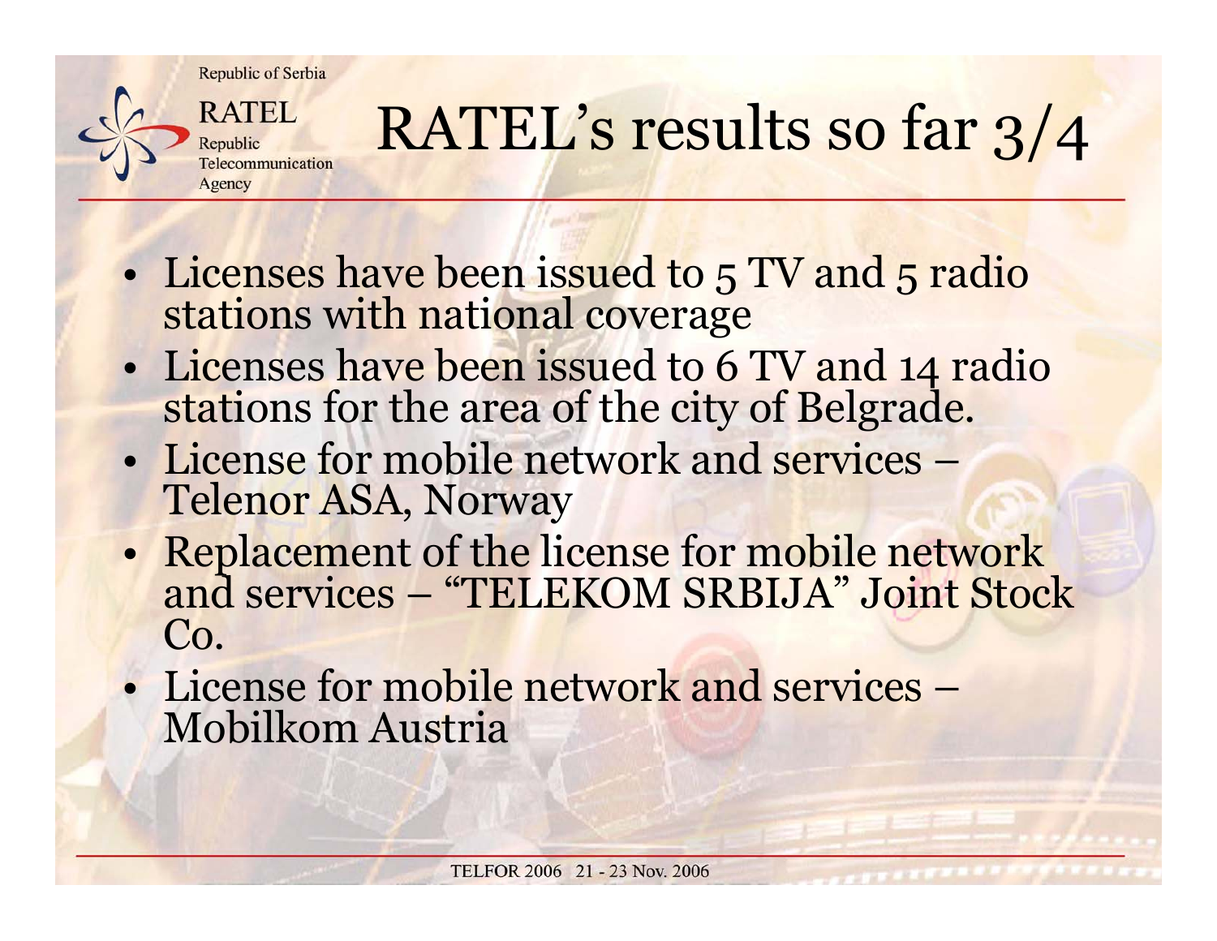# RATEL's results so far 3/4

- Licenses have been issued to 5 TV and 5 radio stations with national coverage
- Licenses have been issued to 6 TV and 14 radio stations for the area of the city of Belgrade.
- License for mobile network and services – Telenor ASA, Norway
- Replacement of the license for mobile network and services – "TELEKOM SRBIJA" Joint Stock Co.
- License for mobile network and services – Mobilkom Austria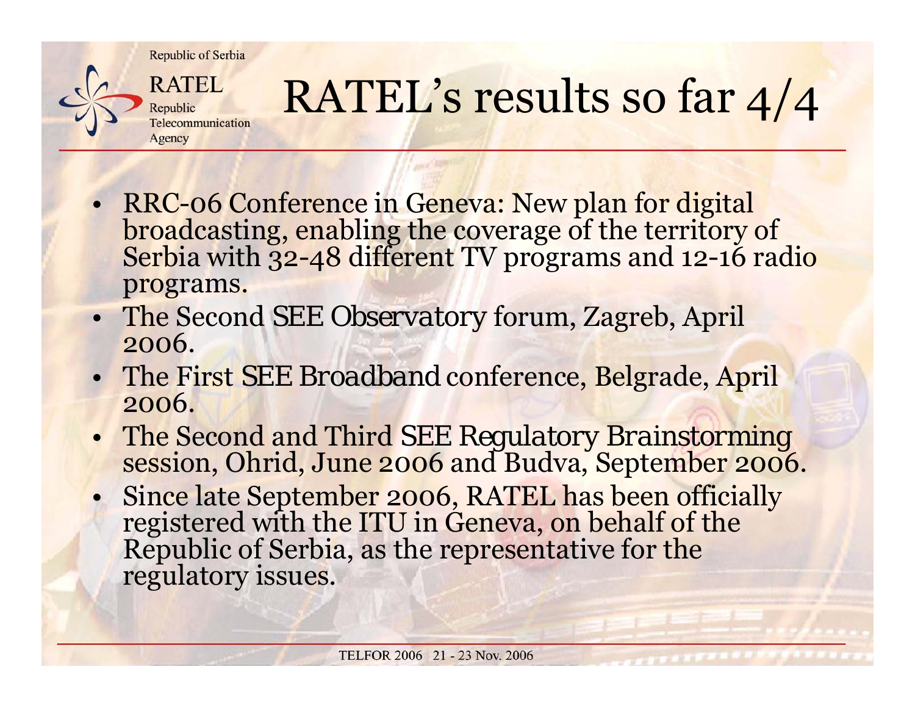# RATEL's results so far 4/4

- RRC-06 Conference in Geneva: New plan for digital broadcasting, enabling the coverage of the territory of Serbia with 32-48 different TV programs and 12-16 radio programs.
- The Second SEE Observatory forum, Zagreb, April 2006.
- The First SEE Broadband conference, Belgrade, April 2006.
- The Second and Third SEE Regulatory Brainstorming session, Ohrid, June 2006 and Budva, September 2006.
- Since late September 2006, RATEL has been officially registered with the ITU in Geneva, on behalf of the Republic of Serbia, as the representative for the regulatory issues.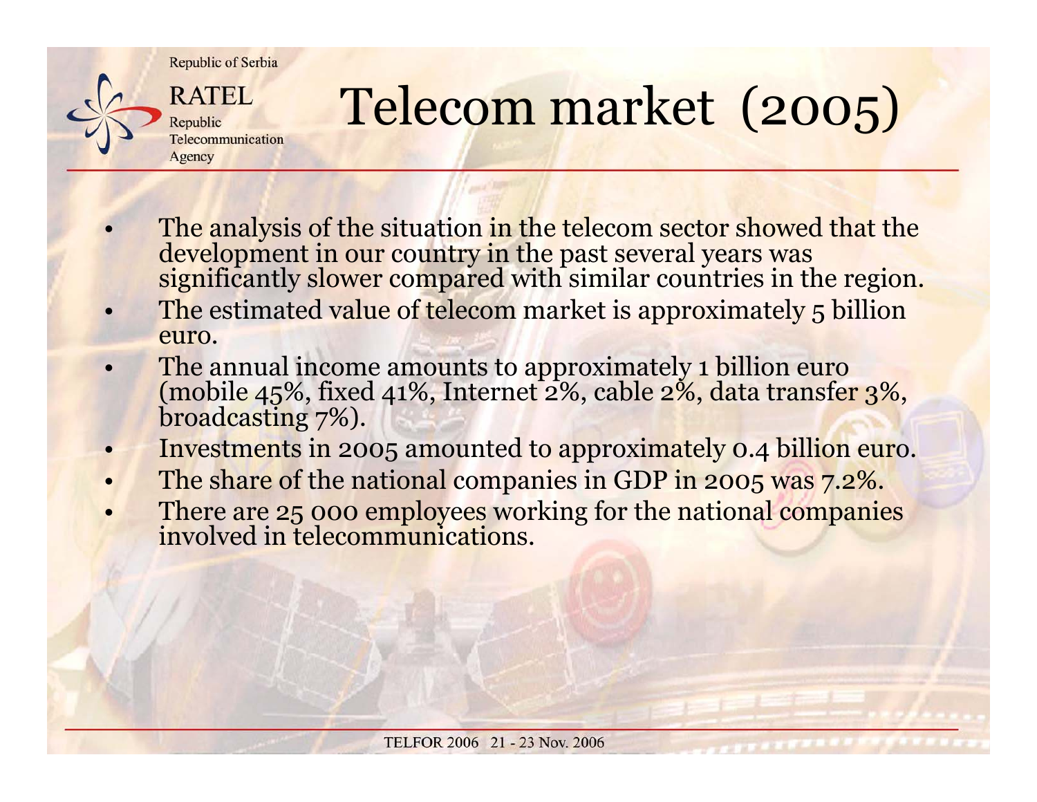# Telecom market (2005)

- The analysis of the situation in the telecom sector showed that the development in our country in the past several years was significantly slower compared with similar countries in the region.
- The estimated value of telecom market is approximately 5 billion euro.
- The annual income amounts to approximately 1 billion euro (mobile 45%, fixed 41%, Internet 2%, cable 2%, data transfer 3%, broadcasting 7%).
- Investments in 2005 amounted to approximately 0.4 billion euro.
- The share of the national companies in GDP in 2005 was 7.2%.
- There are 25 000 employees working for the national companies involved in telecommunications.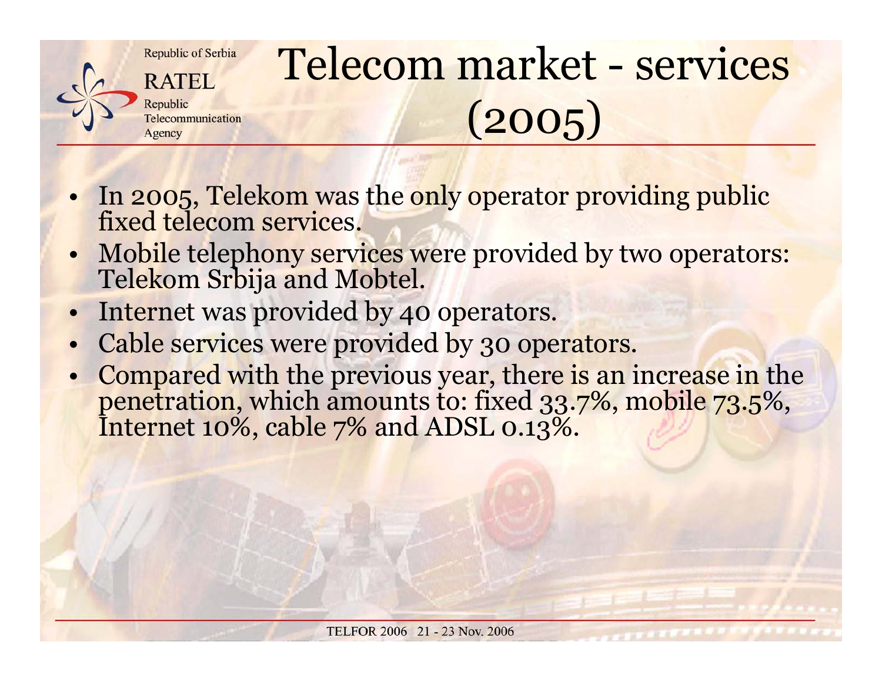# Telecom market - services (2005)

- In 2005, Telekom was the only operator providing public fixed telecom services.
- Mobile telephony services were provided by two operators: Telekom Srbija and Mobtel.
- Internet was provided by 40 operators.
- Cable services were provided by 30 operators.
- Compared with the previous year, there is an increase in the penetration, which amounts to: fixed 33.7%, mobile 73.5%, Internet 10%, cable 7% and ADSL 0.13%.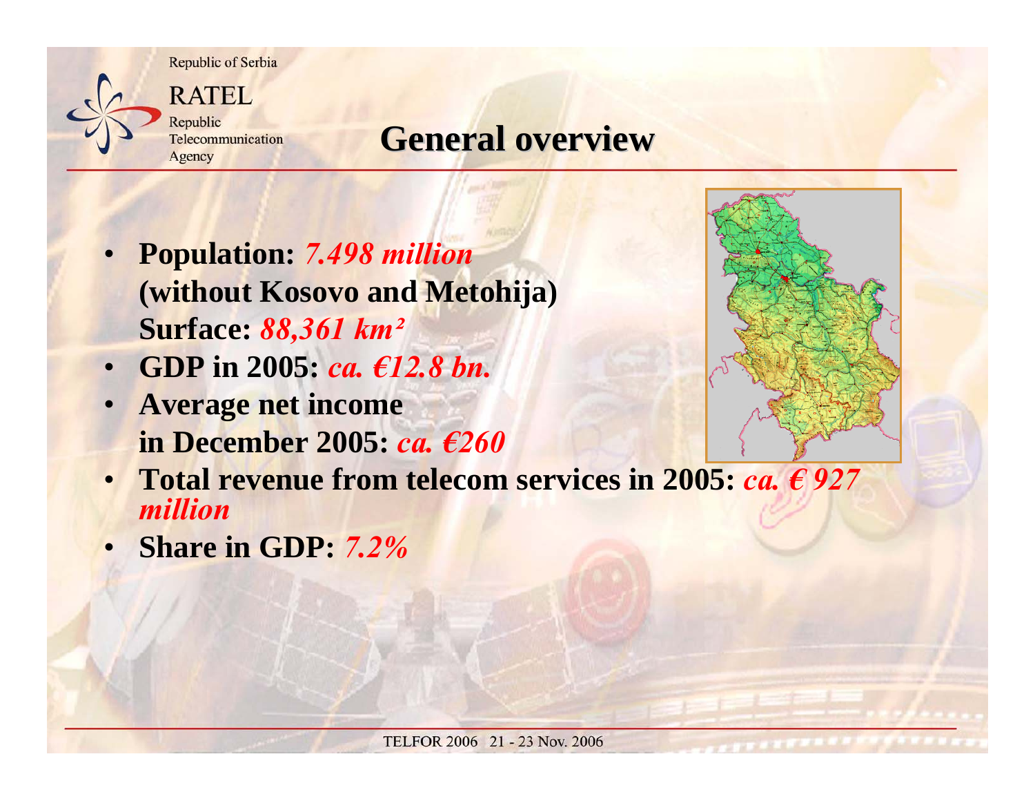# General overview

- **Population:** ***7.498 million***
  **(without Kosovo and Metohija)**
  **Surface:** ***88,361 km²***
- **GDP in 2005:** ***ca. €12.8 bn.***
- **Average net income in December 2005:** ***ca. €260***
- **Total revenue from telecom services in 2005:** ***ca. € 927 million***
- **Share in GDP:** ***7.2%***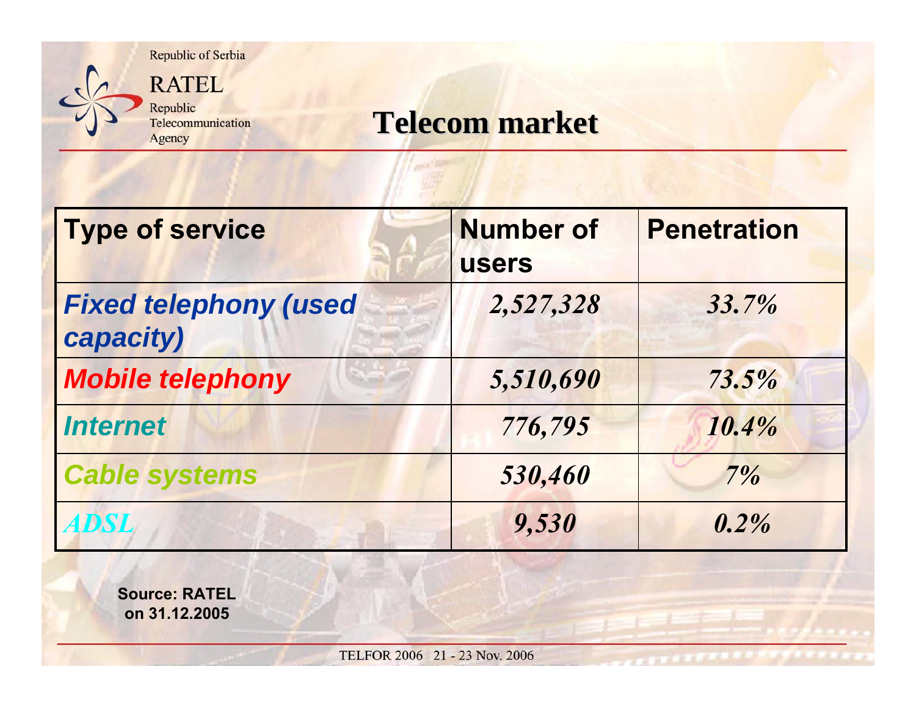Republic of Serbia

RATEL

Republic Telecommunication Agency

# Telecom market

| Type of service | Number of users | Penetration |
|---|---|---|
| ***Fixed telephony (used capacity)*** | ***2,527,328*** | ***33.7%*** |
| ***Mobile telephony*** | ***5,510,690*** | ***73.5%*** |
| ***Internet*** | ***776,795*** | ***10.4%*** |
| ***Cable systems*** | ***530,460*** | ***7%*** |
| ***ADSL*** | ***9,530*** | ***0.2%*** |

**Source: RATEL on 31.12.2005**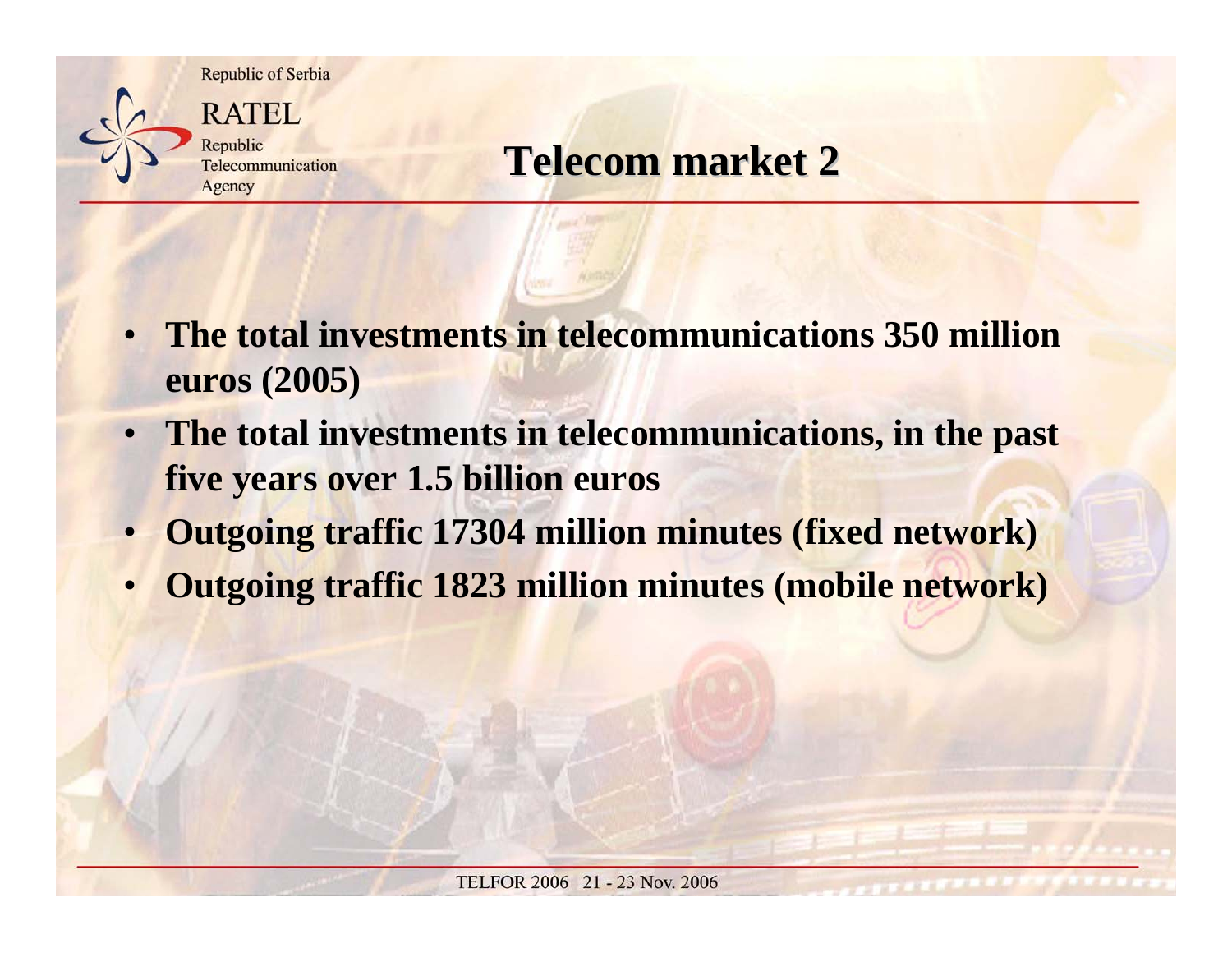# Telecom market 2

- **The total investments in telecommunications 350 million euros (2005)**
- **The total investments in telecommunications, in the past five years over 1.5 billion euros**
- **Outgoing traffic 17304 million minutes (fixed network)**
- **Outgoing traffic 1823 million minutes (mobile network)**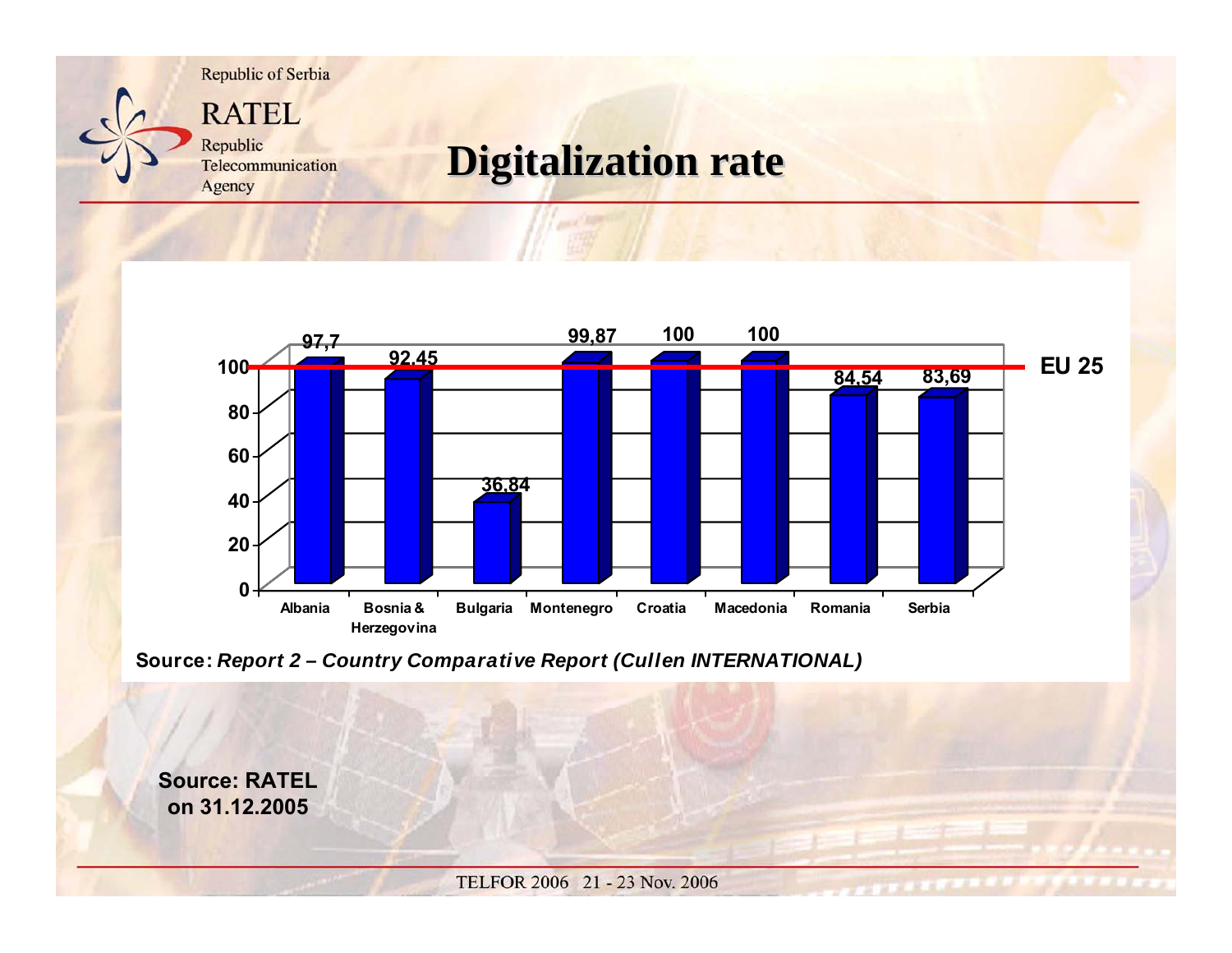Republic of Serbia

RATEL

Republic Telecommunication Agency

# Digitalization rate

| Country | Digitalization rate |
| --- | --- |
| Albania | 97,7 |
| Bosnia & Herzegovina | 92,45 |
| Bulgaria | 36,84 |
| Montenegro | 99,87 |
| Croatia | 100 |
| Macedonia | 100 |
| Romania | 84,54 |
| Serbia | 83,69 |

EU 25

**Source:** ***Report 2 – Country Comparative Report (Cullen INTERNATIONAL)***

**Source: RATEL on 31.12.2005**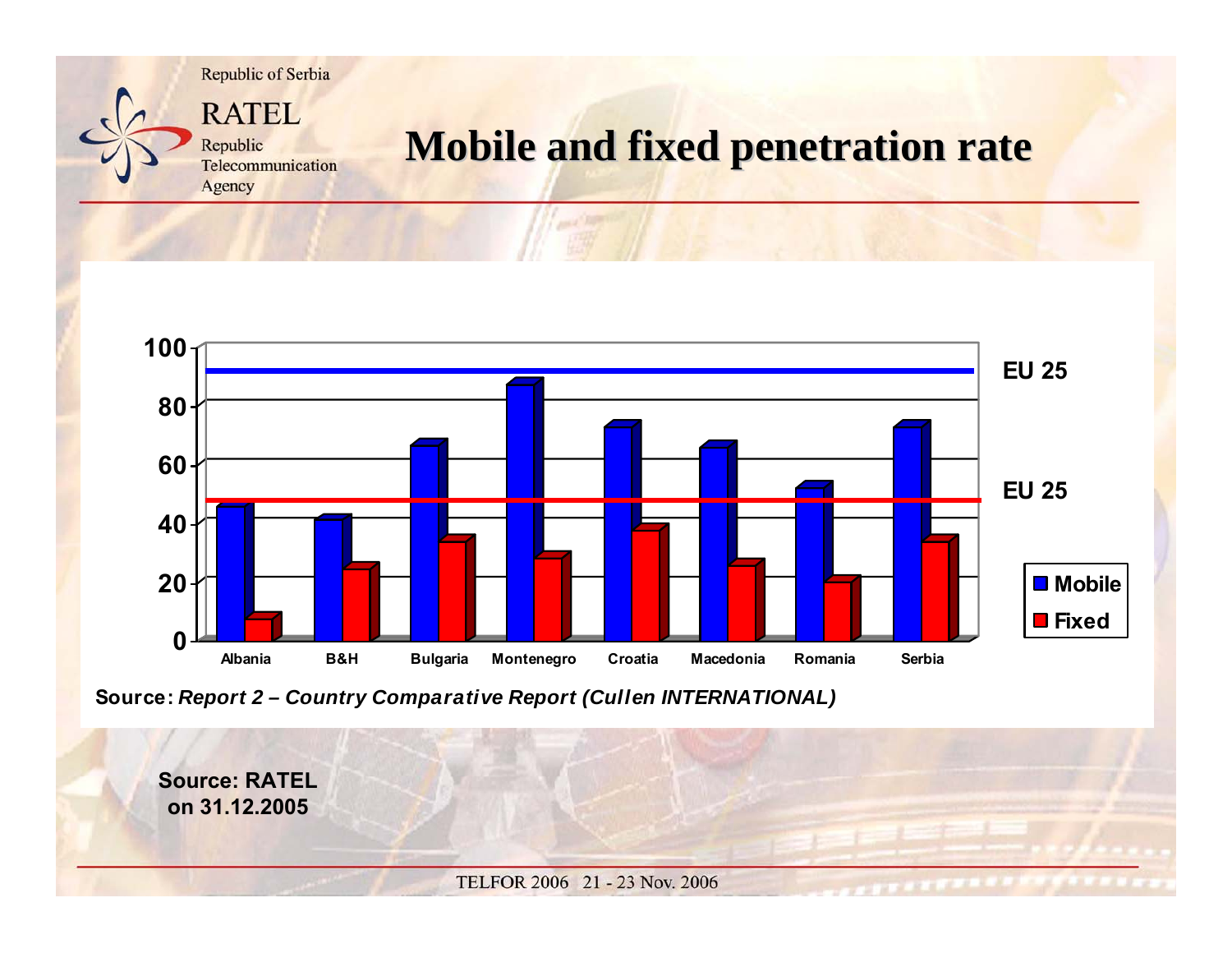# Mobile and fixed penetration rate

Source: *Report 2 – Country Comparative Report (Cullen INTERNATIONAL)*

**Source: RATEL on 31.12.2005**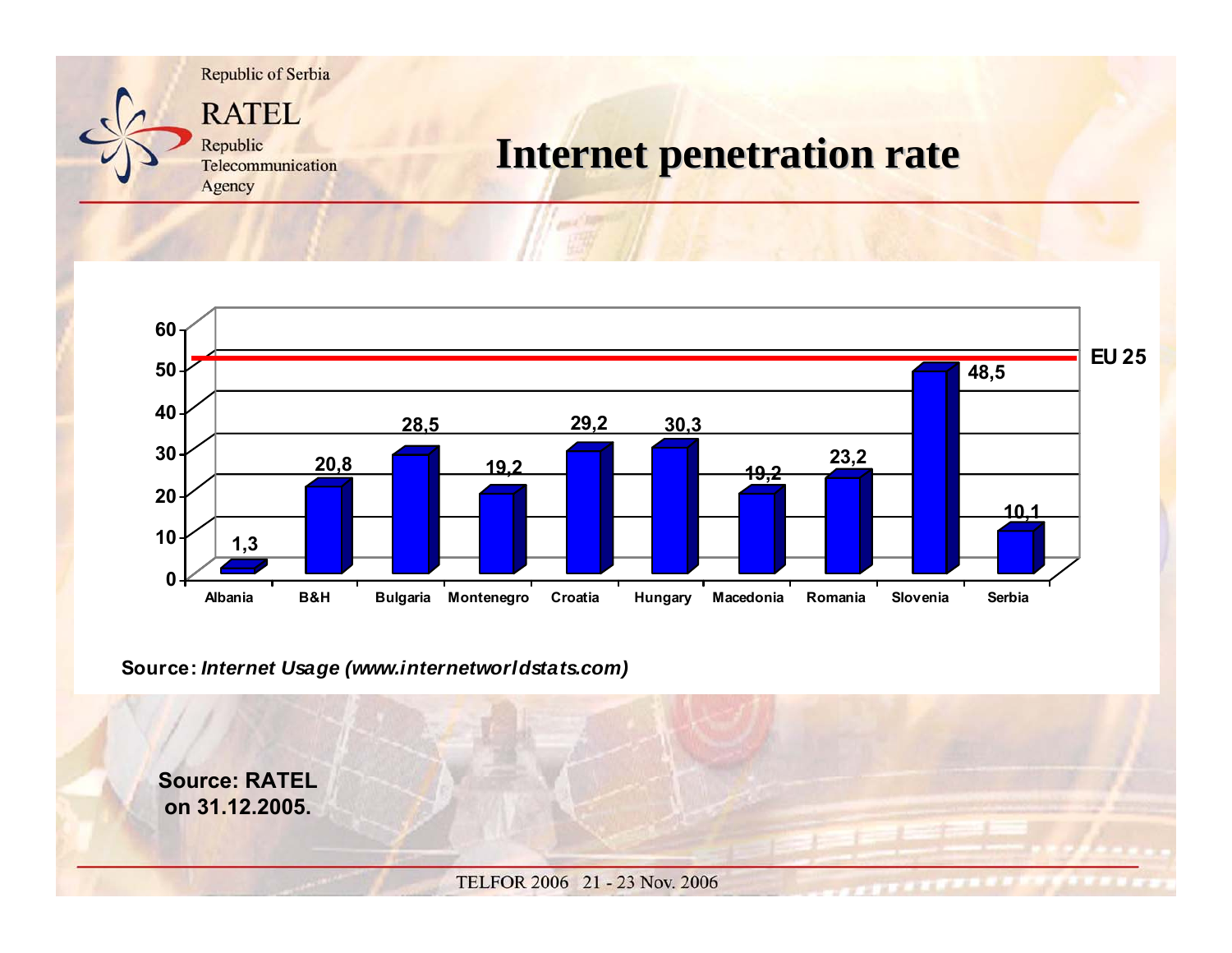Republic of Serbia

RATEL

Republic Telecommunication Agency

# Internet penetration rate

| Country | Internet penetration rate |
|---|---|
| Albania | 1,3 |
| B&H | 20,8 |
| Bulgaria | 28,5 |
| Montenegro | 19,2 |
| Croatia | 29,2 |
| Hungary | 30,3 |
| Macedonia | 19,2 |
| Romania | 23,2 |
| Slovenia | 48,5 |
| Serbia | 10,1 |

EU 25

**Source:** ***Internet Usage (www.internetworldstats.com)***

**Source: RATEL on 31.12.2005.**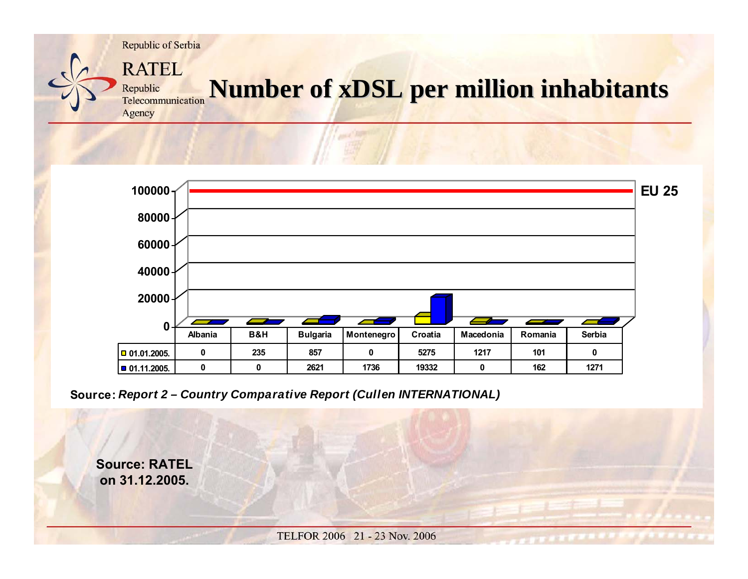# Number of xDSL per million inhabitants

| | Albania | B&H | Bulgaria | Montenegro | Croatia | Macedonia | Romania | Serbia |
|---|---|---|---|---|---|---|---|---|
| 01.01.2005. | 0 | 235 | 857 | 0 | 5275 | 1217 | 101 | 0 |
| 01.11.2005. | 0 | 0 | 2621 | 1736 | 19332 | 0 | 162 | 1271 |

EU 25

**Source:** ***Report 2 – Country Comparative Report (Cullen INTERNATIONAL)***

**Source: RATEL on 31.12.2005.**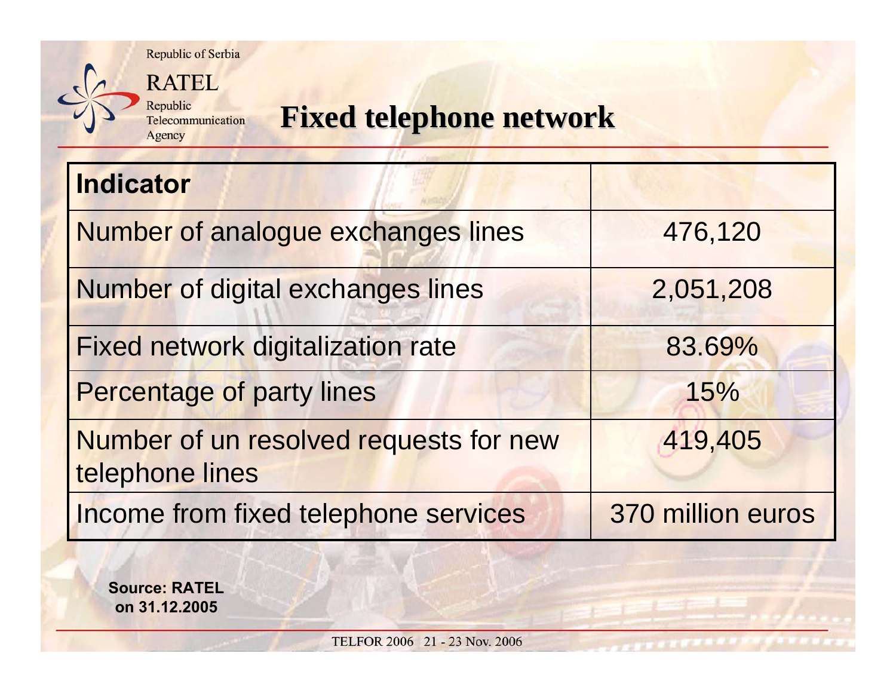# Fixed telephone network

| Indicator | |
|---|---|
| Number of analogue exchanges lines | 476,120 |
| Number of digital exchanges lines | 2,051,208 |
| Fixed network digitalization rate | 83.69% |
| Percentage of party lines | 15% |
| Number of un resolved requests for new telephone lines | 419,405 |
| Income from fixed telephone services | 370 million euros |

**Source: RATEL on 31.12.2005**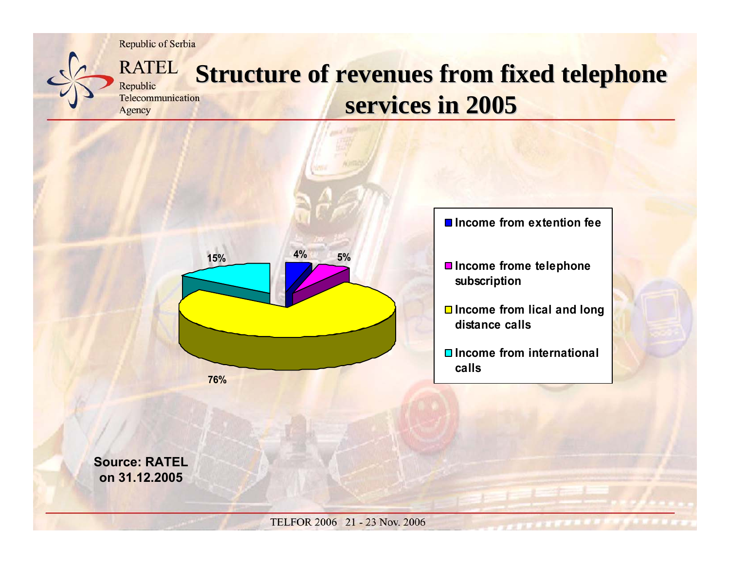Republic of Serbia

RATEL
Republic
Telecommunication
Agency

# Structure of revenues from fixed telephone services in 2005

| Category | Share |
| --- | --- |
| Income from extention fee | 4% |
| Income frome telephone subscription | 5% |
| Income from lical and long distance calls | 76% |
| Income from international calls | 15% |

**Source: RATEL on 31.12.2005**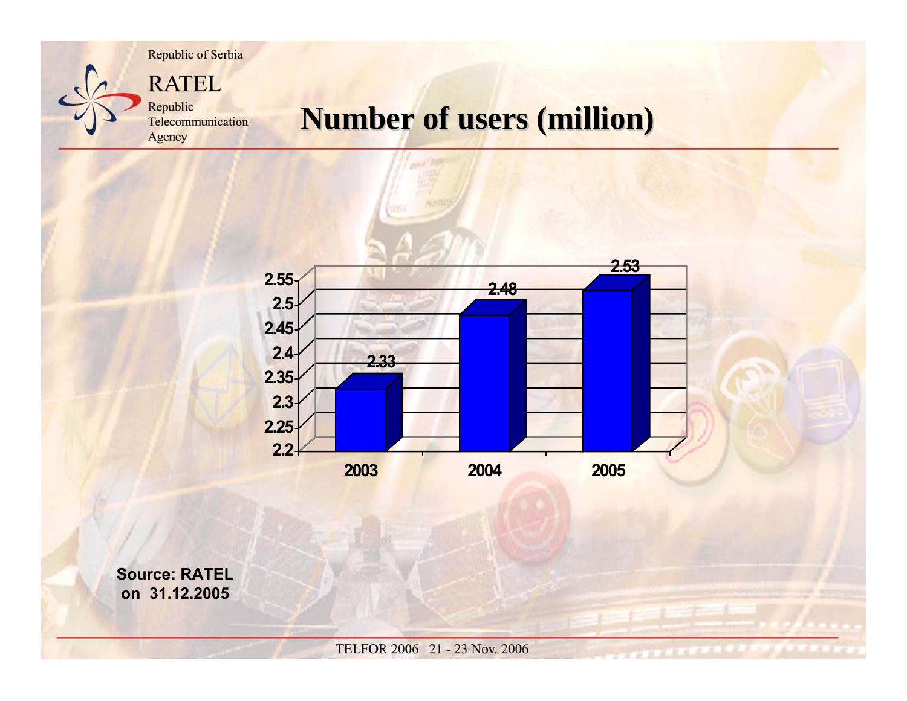Republic of Serbia

RATEL

Republic Telecommunication Agency

# Number of users (million)

| Year | Users (million) |
|---|---|
| 2003 | 2.33 |
| 2004 | 2.48 |
| 2005 | 2.53 |

**Source: RATEL on 31.12.2005**

TELFOR 2006 21 - 23 Nov. 2006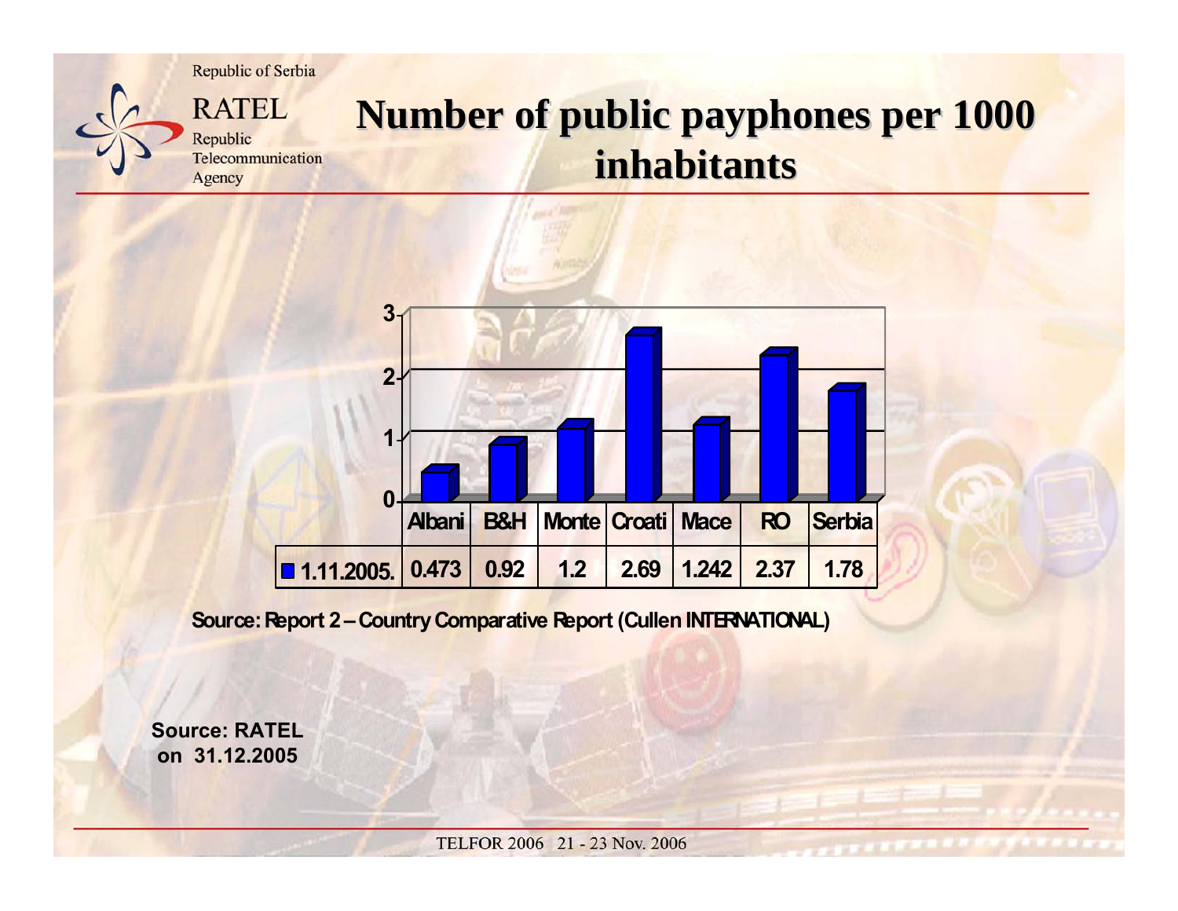# Number of public payphones per 1000 inhabitants

| | Albani | B&H | Monte | Croati | Mace | RO | Serbia |
|---|---|---|---|---|---|---|---|
| 1.11.2005. | 0.473 | 0.92 | 1.2 | 2.69 | 1.242 | 2.37 | 1.78 |

**Source: Report 2 – Country Comparative Report (Cullen INTERNATIONAL)**

**Source: RATEL on 31.12.2005**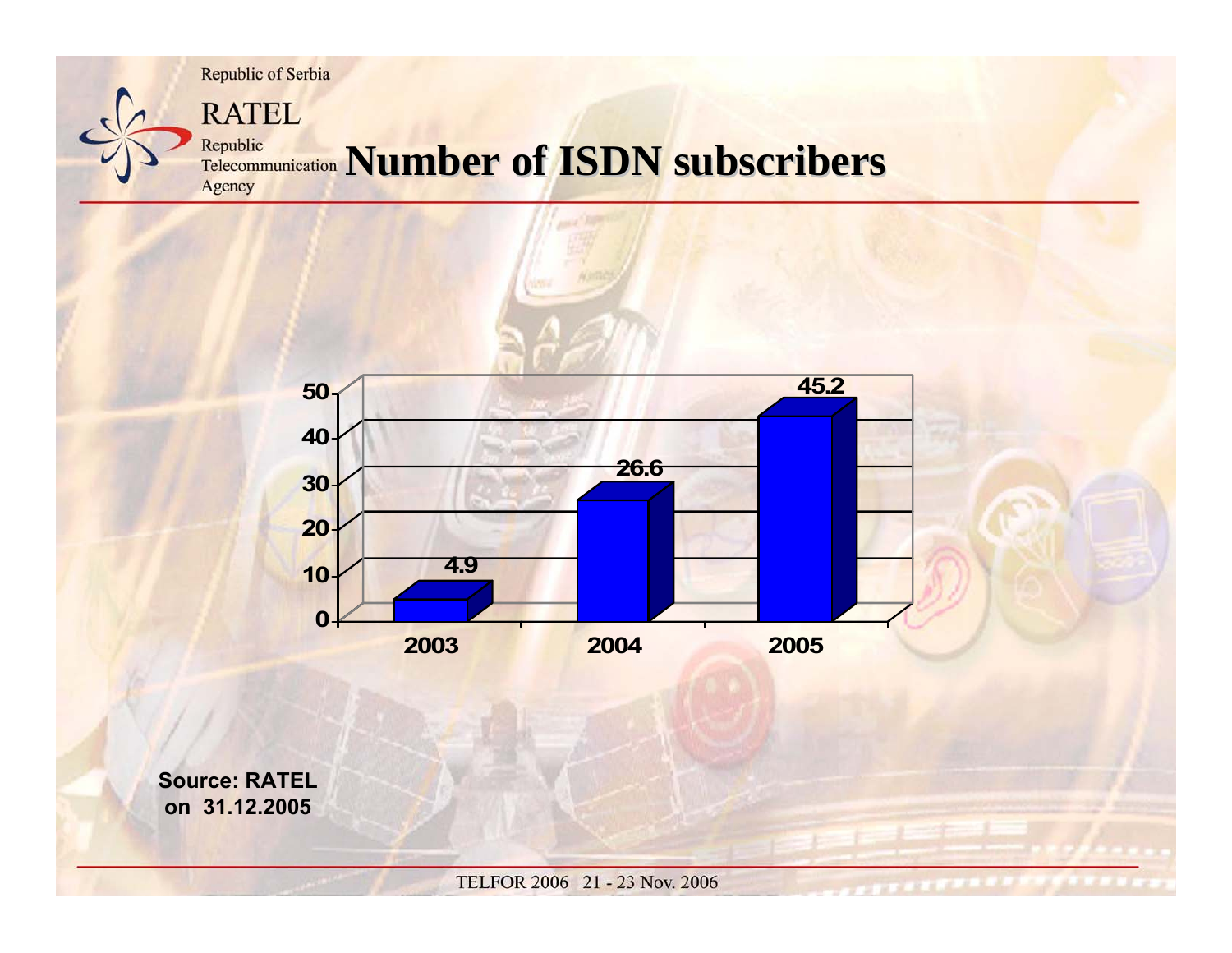# Number of ISDN subscribers

| Year | Number of ISDN subscribers |
|---|---|
| 2003 | 4.9 |
| 2004 | 26.6 |
| 2005 | 45.2 |

**Source: RATEL on 31.12.2005**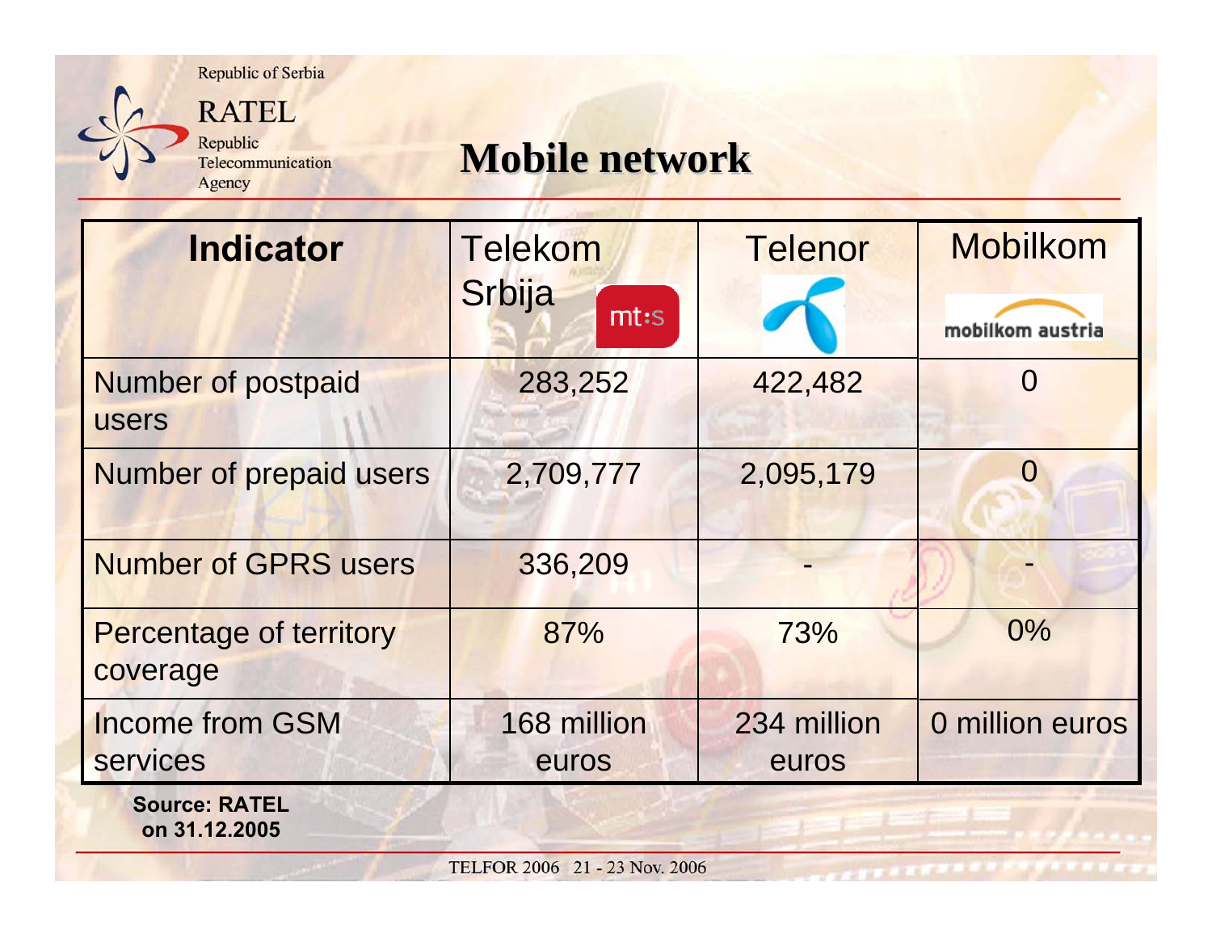Republic of Serbia

RATEL

Republic Telecommunication Agency

# Mobile network

| Indicator | Telekom Srbija (mt:s) | Telenor | Mobilkom (mobilkom austria) |
|---|---|---|---|
| Number of postpaid users | 283,252 | 422,482 | 0 |
| Number of prepaid users | 2,709,777 | 2,095,179 | 0 |
| Number of GPRS users | 336,209 | - | - |
| Percentage of territory coverage | 87% | 73% | 0% |
| Income from GSM services | 168 million euros | 234 million euros | 0 million euros |

**Source: RATEL on 31.12.2005**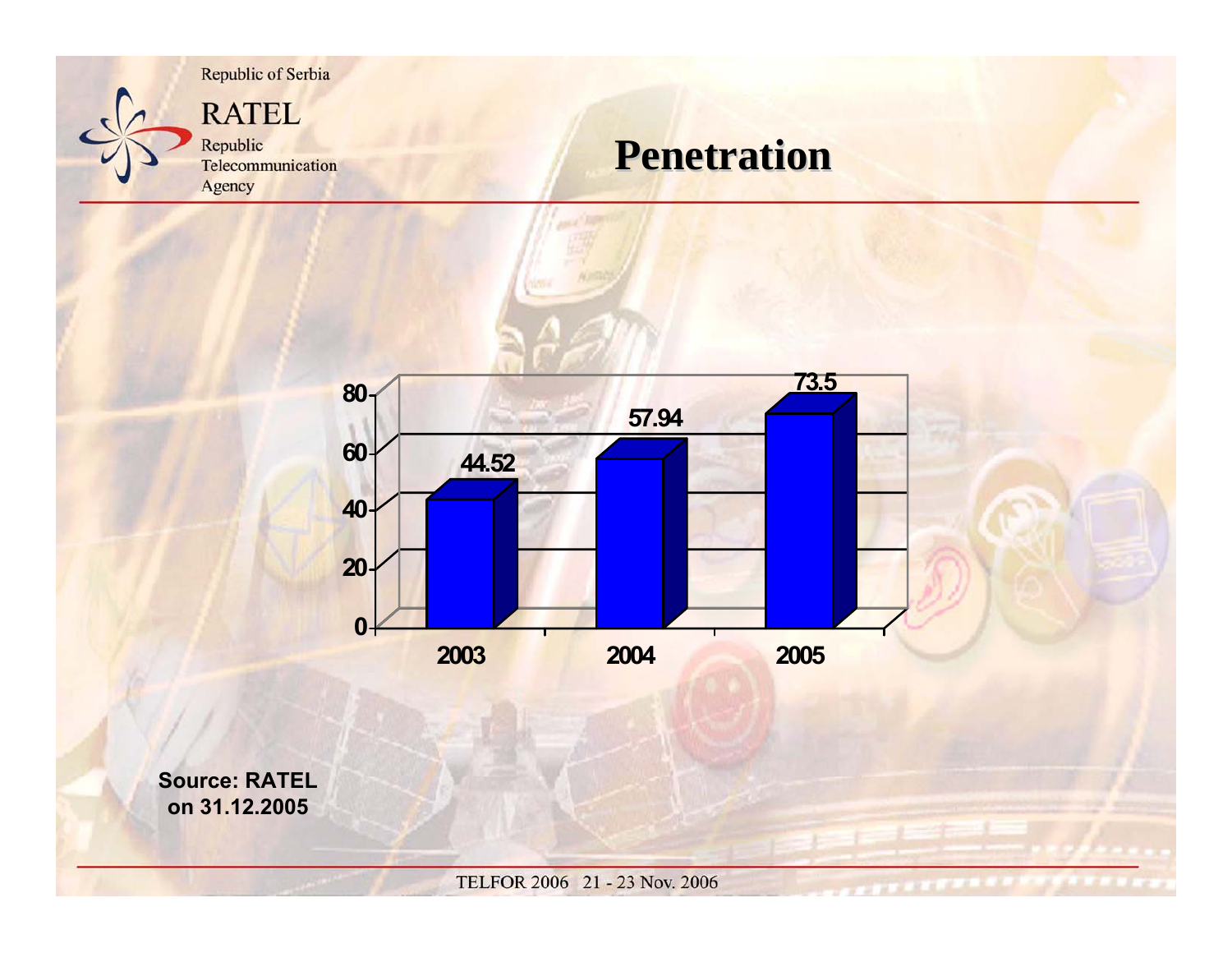# Penetration

| Year | Penetration |
|---|---|
| 2003 | 44.52 |
| 2004 | 57.94 |
| 2005 | 73.5 |

**Source: RATEL on 31.12.2005**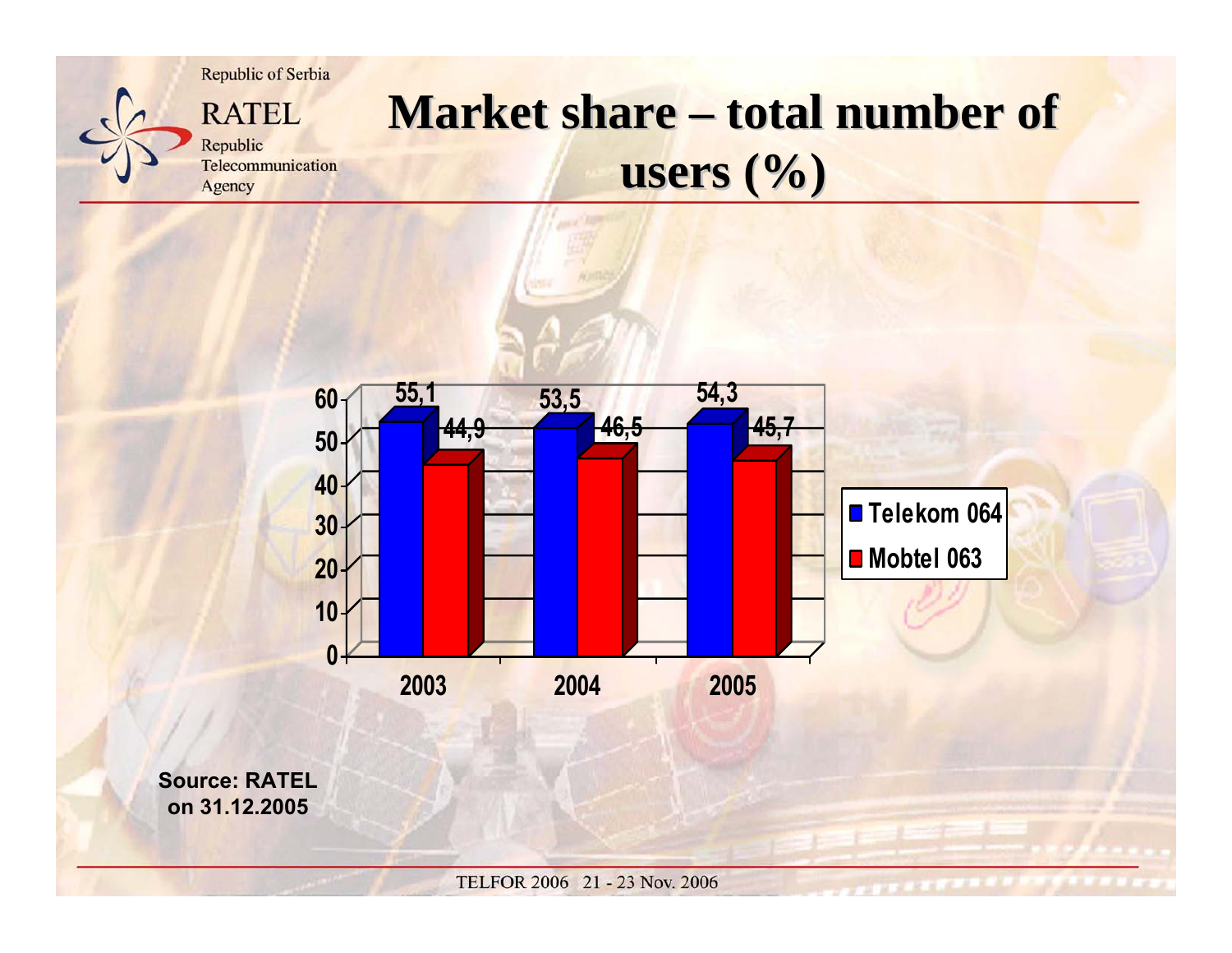Republic of Serbia

RATEL

Republic Telecommunication Agency

# Market share – total number of users (%)

| Year | Telekom 064 | Mobtel 063 |
|---|---|---|
| 2003 | 55,1 | 44,9 |
| 2004 | 53,5 | 46,5 |
| 2005 | 54,3 | 45,7 |

**Source: RATEL on 31.12.2005**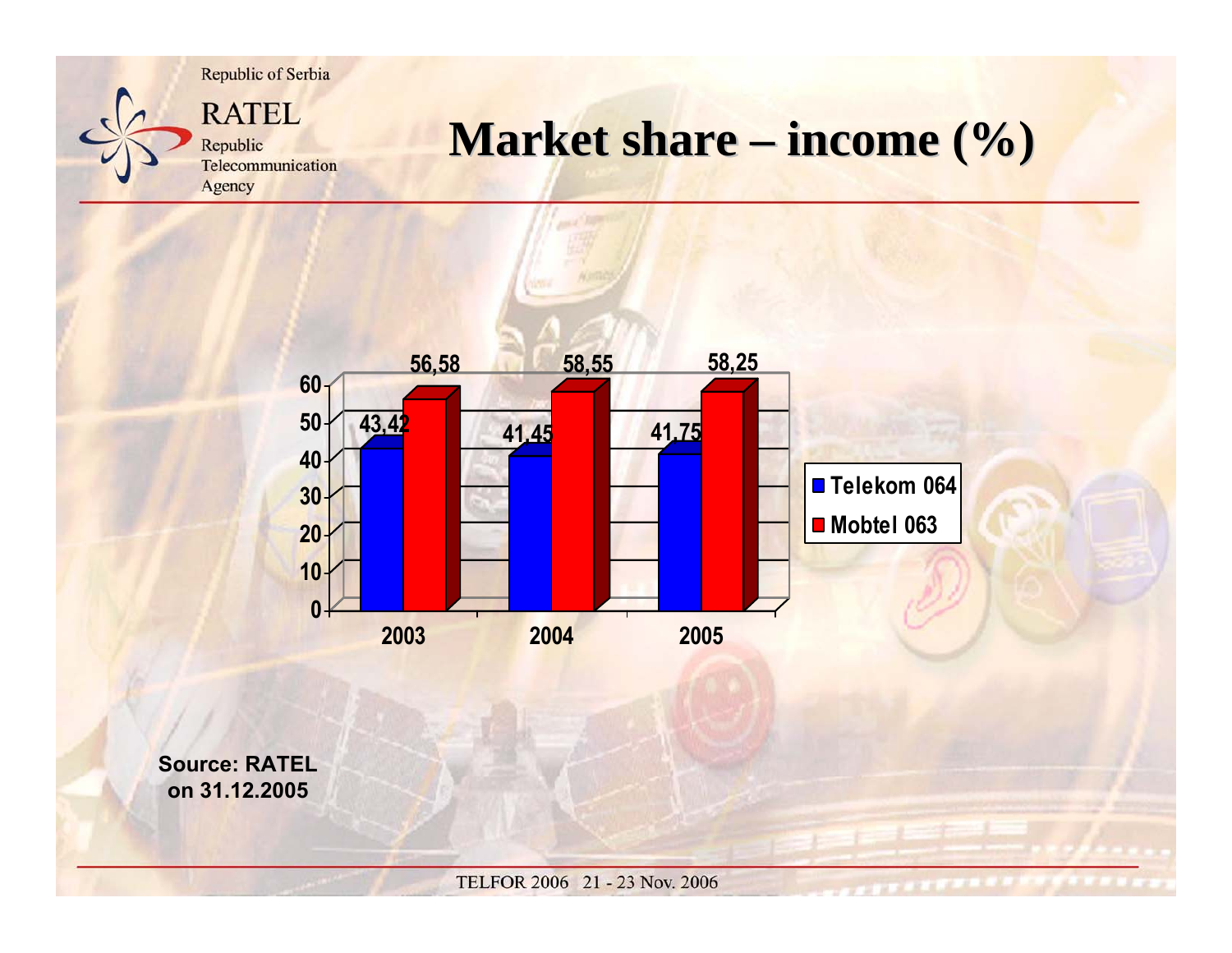Republic of Serbia

RATEL
Republic
Telecommunication
Agency

# Market share – income (%)

| | 2003 | 2004 | 2005 |
|---|---|---|---|
| Telekom 064 | 43,42 | 41,45 | 41,75 |
| Mobtel 063 | 56,58 | 58,55 | 58,25 |

**Source: RATEL on 31.12.2005**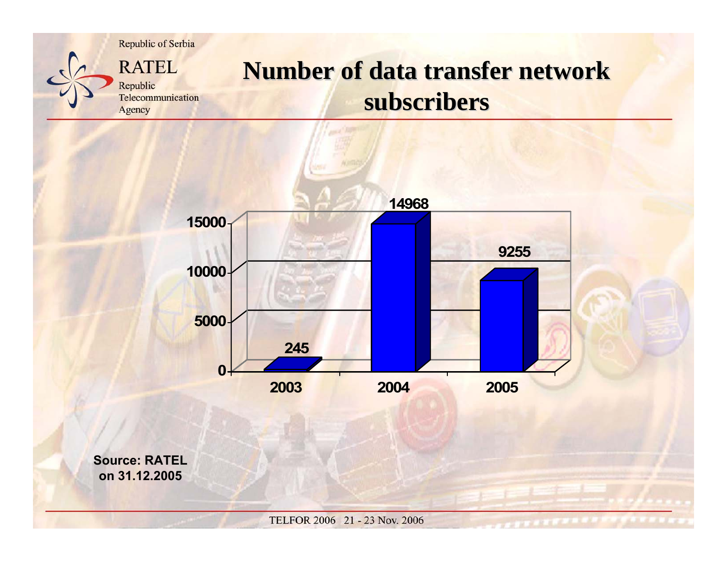Republic of Serbia

RATEL
Republic
Telecommunication
Agency

# Number of data transfer network subscribers

| Year | Subscribers |
| --- | --- |
| 2003 | 245 |
| 2004 | 14968 |
| 2005 | 9255 |

**Source: RATEL on 31.12.2005**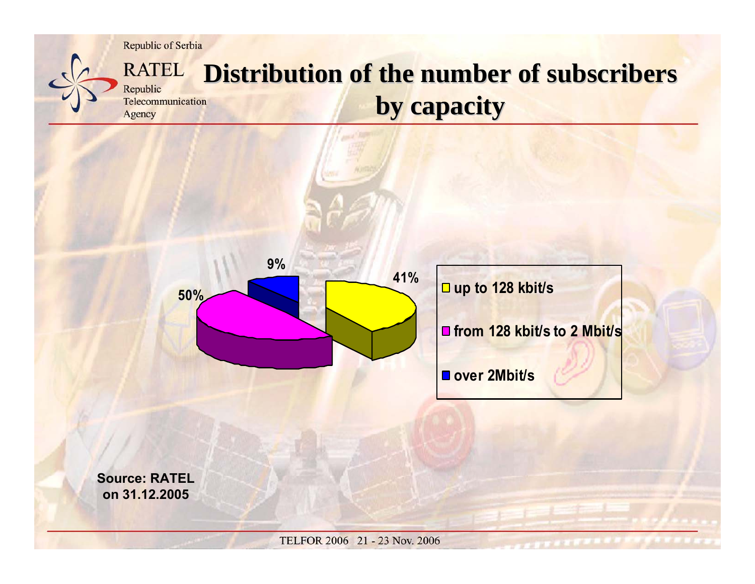Republic of Serbia

RATEL
Republic
Telecommunication
Agency

# Distribution of the number of subscribers by capacity

9%

41%

50%

- up to 128 kbit/s
- from 128 kbit/s to 2 Mbit/s
- over 2Mbit/s

**Source: RATEL on 31.12.2005**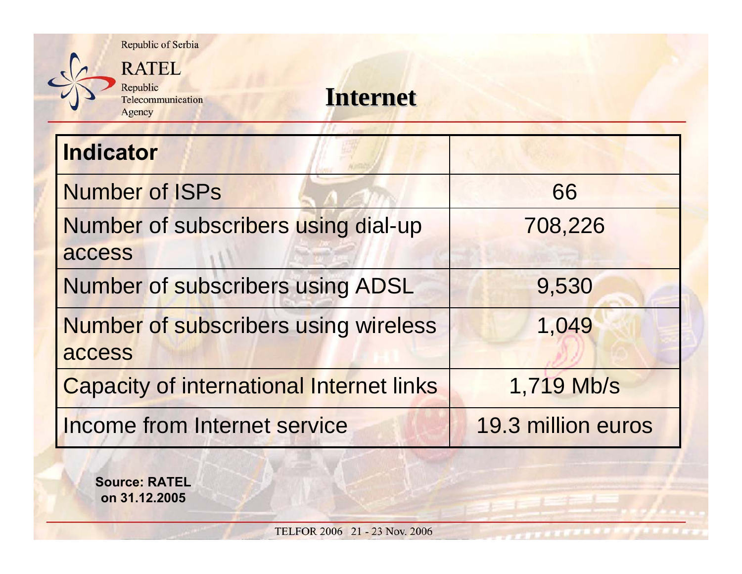# Internet

| Indicator | |
|---|---|
| Number of ISPs | 66 |
| Number of subscribers using dial-up access | 708,226 |
| Number of subscribers using ADSL | 9,530 |
| Number of subscribers using wireless access | 1,049 |
| Capacity of international Internet links | 1,719 Mb/s |
| Income from Internet service | 19.3 million euros |

**Source: RATEL on 31.12.2005**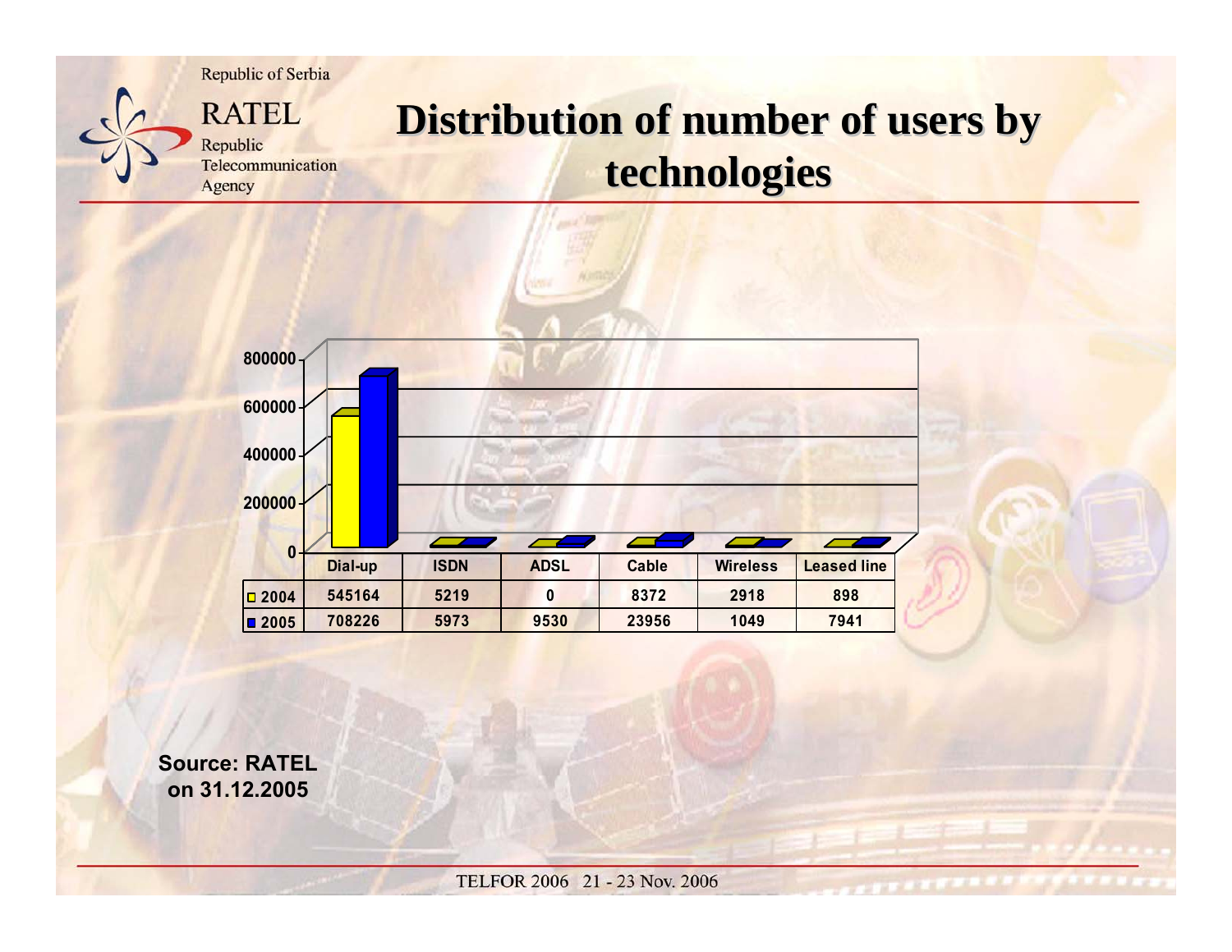# Distribution of number of users by technologies

|  | Dial-up | ISDN | ADSL | Cable | Wireless | Leased line |
|---|---|---|---|---|---|---|
| 2004 | 545164 | 5219 | 0 | 8372 | 2918 | 898 |
| 2005 | 708226 | 5973 | 9530 | 23956 | 1049 | 7941 |

**Source: RATEL on 31.12.2005**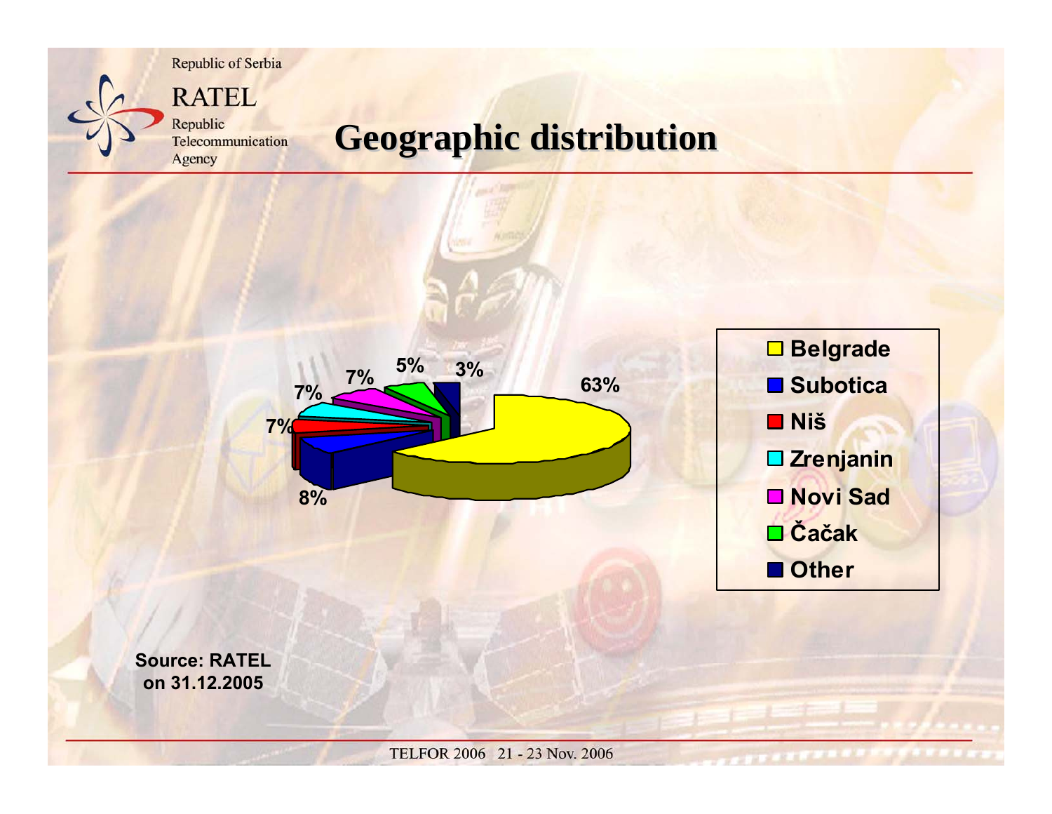# Geographic distribution

| Region | Share |
|---|---|
| Belgrade | 63% |
| Subotica | 8% |
| Niš | 7% |
| Zrenjanin | 7% |
| Novi Sad | 7% |
| Čačak | 5% |
| Other | 3% |

**Source: RATEL on 31.12.2005**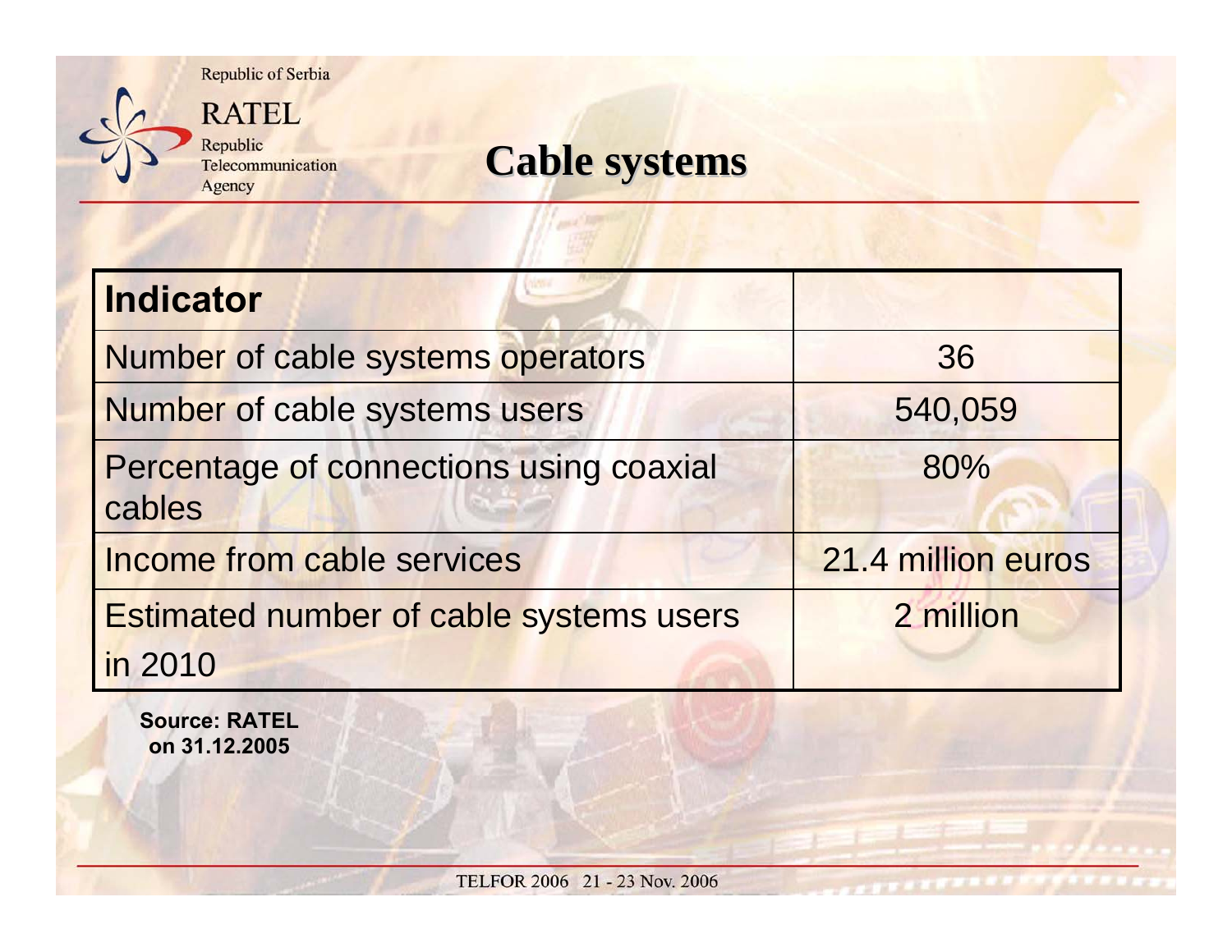# Cable systems

| Indicator | |
|---|---|
| Number of cable systems operators | 36 |
| Number of cable systems users | 540,059 |
| Percentage of connections using coaxial cables | 80% |
| Income from cable services | 21.4 million euros |
| Estimated number of cable systems users in 2010 | 2 million |

**Source: RATEL on 31.12.2005**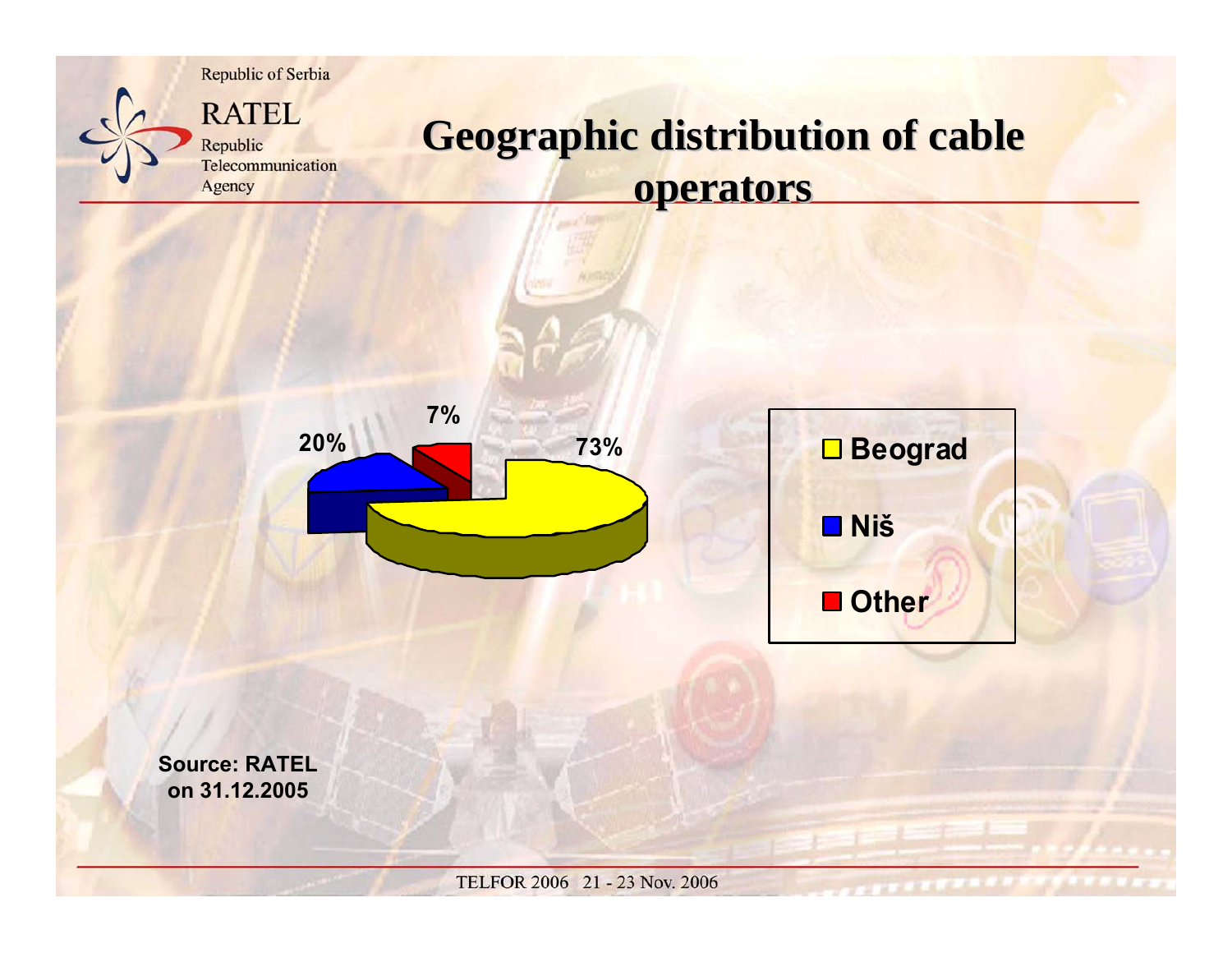# Geographic distribution of cable operators

| | |
|---|---|
| Beograd | 73% |
| Niš | 20% |
| Other | 7% |

**Source: RATEL on 31.12.2005**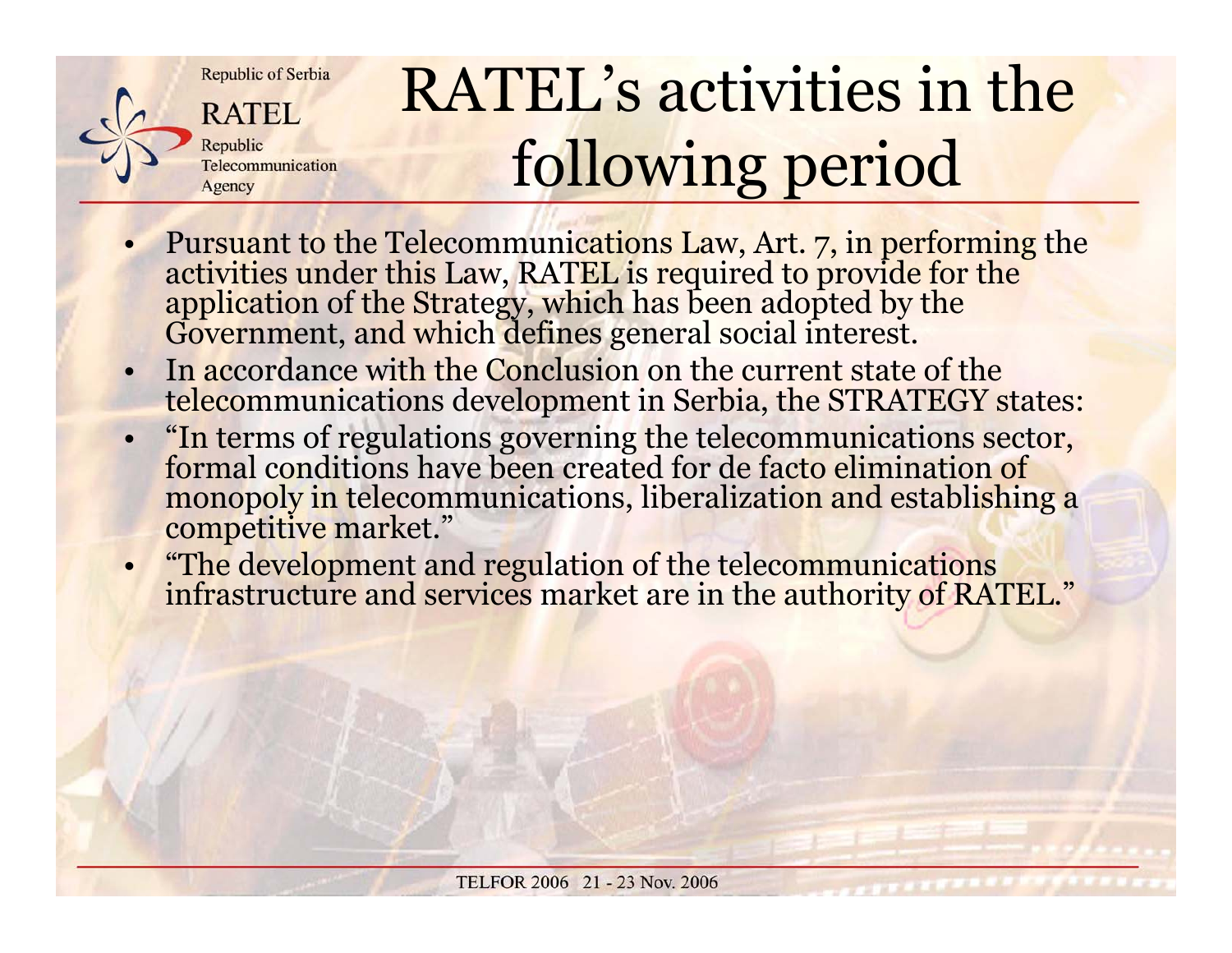# RATEL's activities in the following period

- Pursuant to the Telecommunications Law, Art. 7, in performing the activities under this Law, RATEL is required to provide for the application of the Strategy, which has been adopted by the Government, and which defines general social interest.
- In accordance with the Conclusion on the current state of the telecommunications development in Serbia, the STRATEGY states:
- "In terms of regulations governing the telecommunications sector, formal conditions have been created for de facto elimination of monopoly in telecommunications, liberalization and establishing a competitive market."
- "The development and regulation of the telecommunications infrastructure and services market are in the authority of RATEL."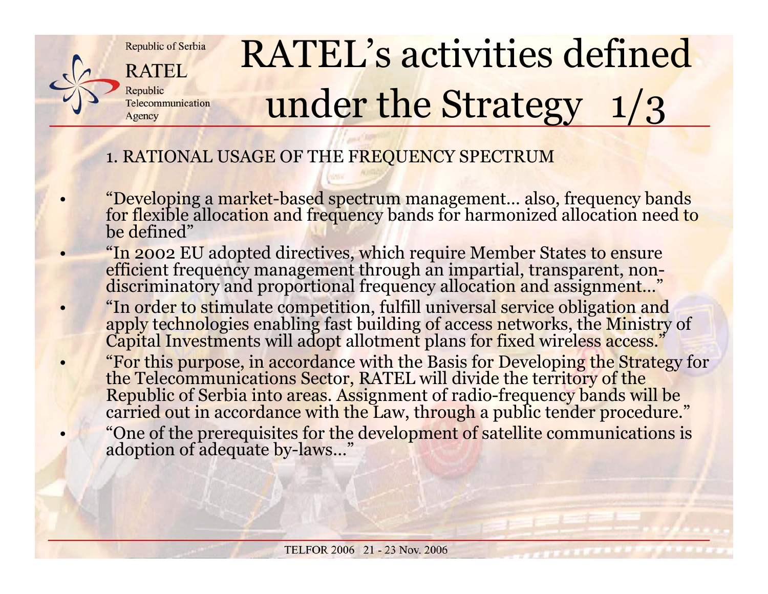# RATEL's activities defined under the Strategy 1/3

1. RATIONAL USAGE OF THE FREQUENCY SPECTRUM

- "Developing a market-based spectrum management… also, frequency bands for flexible allocation and frequency bands for harmonized allocation need to be defined"
- "In 2002 EU adopted directives, which require Member States to ensure efficient frequency management through an impartial, transparent, non-discriminatory and proportional frequency allocation and assignment…"
- "In order to stimulate competition, fulfill universal service obligation and apply technologies enabling fast building of access networks, the Ministry of Capital Investments will adopt allotment plans for fixed wireless access."
- "For this purpose, in accordance with the Basis for Developing the Strategy for the Telecommunications Sector, RATEL will divide the territory of the Republic of Serbia into areas. Assignment of radio-frequency bands will be carried out in accordance with the Law, through a public tender procedure."
- "One of the prerequisites for the development of satellite communications is adoption of adequate by-laws…"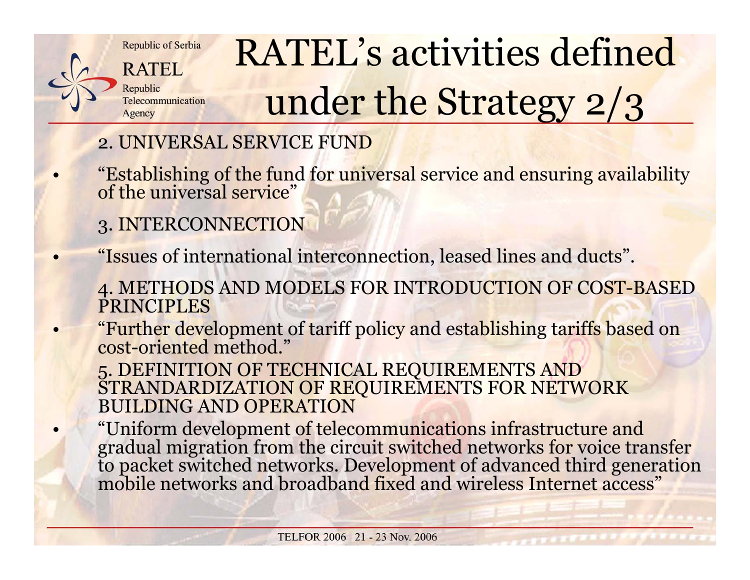# RATEL's activities defined under the Strategy 2/3

2. UNIVERSAL SERVICE FUND

- "Establishing of the fund for universal service and ensuring availability of the universal service"

3. INTERCONNECTION

- "Issues of international interconnection, leased lines and ducts".

4. METHODS AND MODELS FOR INTRODUCTION OF COST-BASED PRINCIPLES

- "Further development of tariff policy and establishing tariffs based on cost-oriented method."

5. DEFINITION OF TECHNICAL REQUIREMENTS AND STRANDARDIZATION OF REQUIREMENTS FOR NETWORK BUILDING AND OPERATION

- "Uniform development of telecommunications infrastructure and gradual migration from the circuit switched networks for voice transfer to packet switched networks. Development of advanced third generation mobile networks and broadband fixed and wireless Internet access"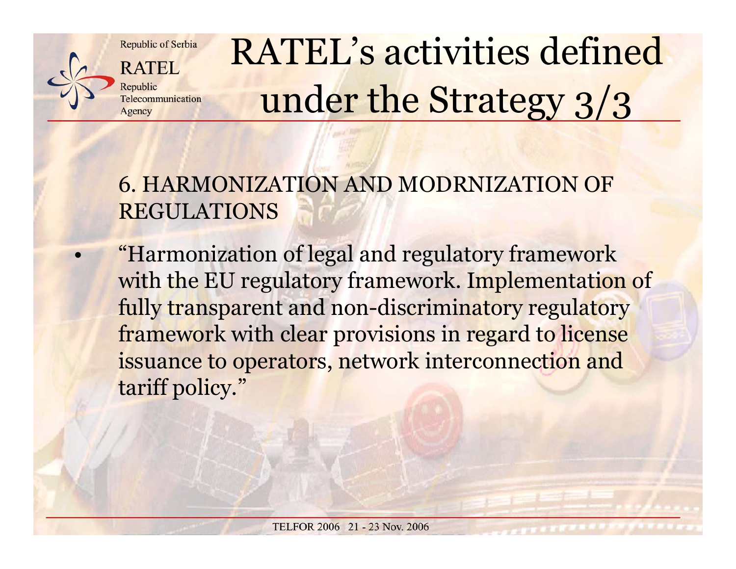# RATEL's activities defined under the Strategy 3/3

6. HARMONIZATION AND MODRNIZATION OF REGULATIONS

- "Harmonization of legal and regulatory framework with the EU regulatory framework. Implementation of fully transparent and non-discriminatory regulatory framework with clear provisions in regard to license issuance to operators, network interconnection and tariff policy."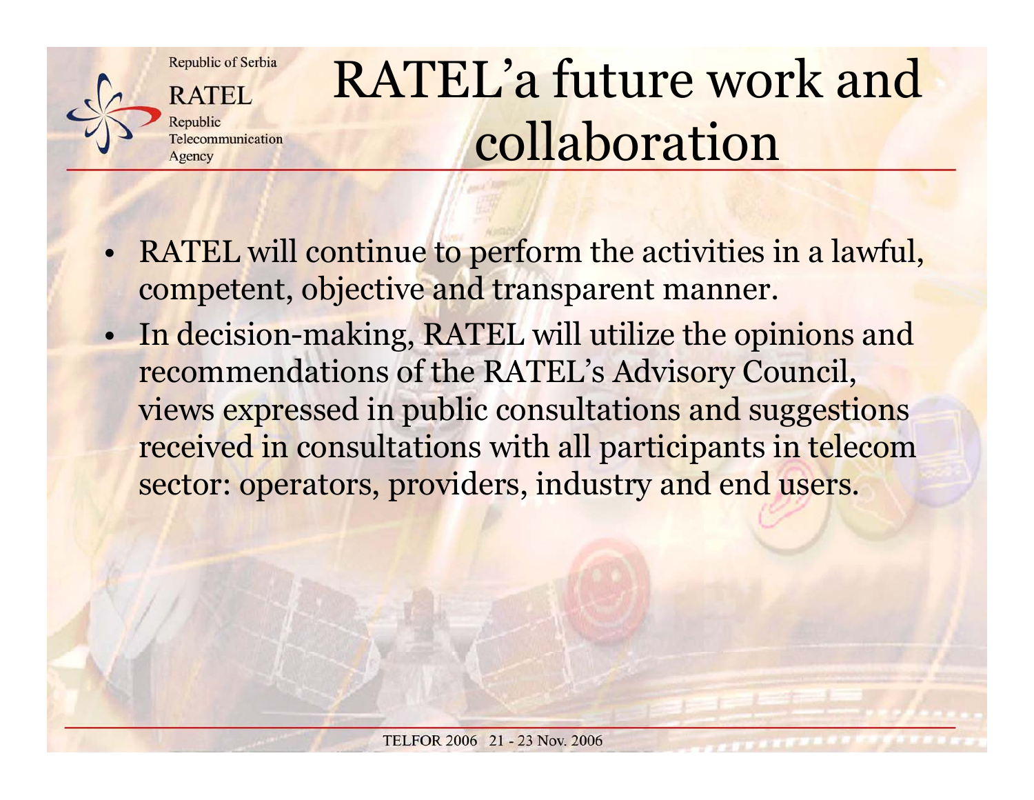# RATEL'a future work and collaboration

- RATEL will continue to perform the activities in a lawful, competent, objective and transparent manner.
- In decision-making, RATEL will utilize the opinions and recommendations of the RATEL's Advisory Council, views expressed in public consultations and suggestions received in consultations with all participants in telecom sector: operators, providers, industry and end users.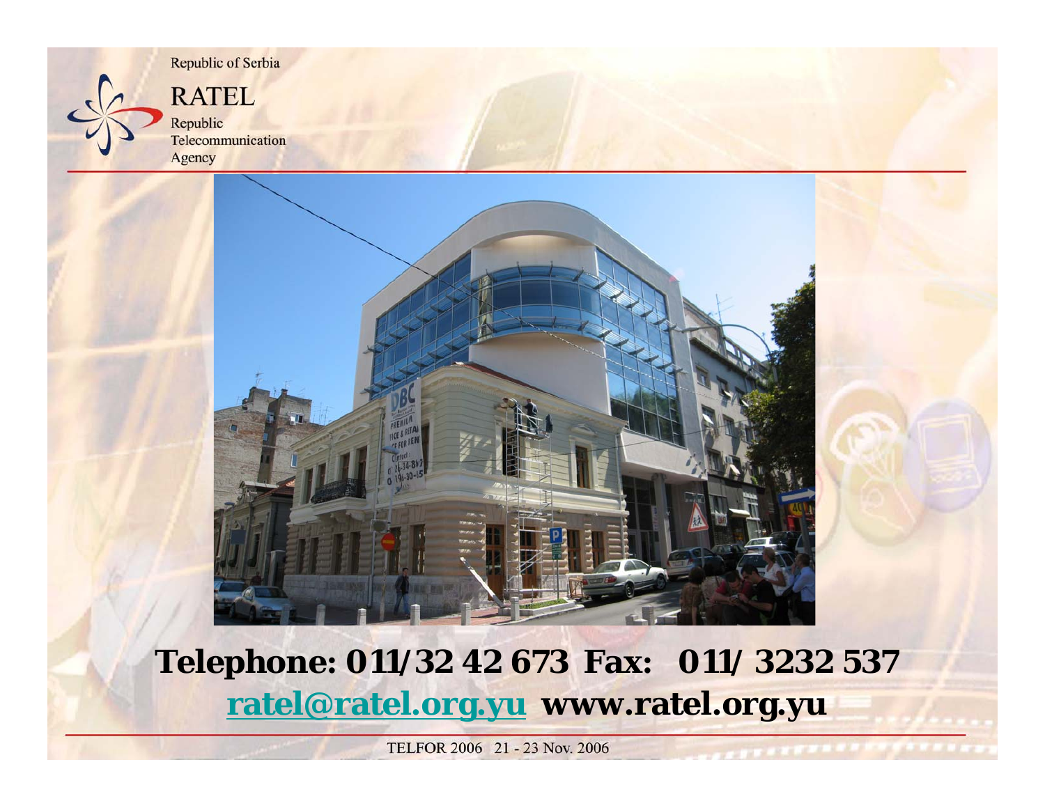Republic of Serbia

RATEL

Republic Telecommunication Agency

**Telephone: 011/32 42 673 Fax: 011/ 3232 537**

**ratel@ratel.org.yu www.ratel.org.yu**